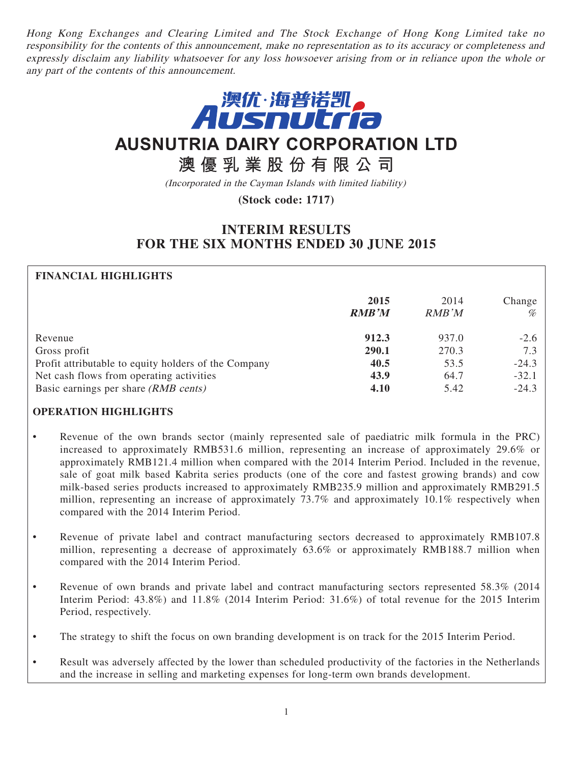*Hong Kong Exchanges and Clearing Limited and The Stock Exchange of Hong Kong Limited take no responsibility for the contents of this announcement, make no representation as to its accuracy or completeness and expressly disclaim any liability whatsoever for any loss howsoever arising from or in reliance upon the whole or any part of the contents of this announcement.*

澳优·海普诺凯 Ausnutria

# AUSNUTRIA DAIRY CORPORATION LTD

# 澳優乳業股份有限公司

*(Incorporated in the Cayman Islands with limited liability)*

**(Stock code: 1717)**

# INTERIM RESULTS FOR THE SIX MONTHS ENDED 30 JUNE 2015

## FINANCIAL HIGHLIGHTS

| | **2015** | 2014 | Change |
|---|---|---|---|
| | ***RMB'M*** | *RMB'M* | *%* |
| Revenue | **912.3** | 937.0 | -2.6 |
| Gross profit | **290.1** | 270.3 | 7.3 |
| Profit attributable to equity holders of the Company | **40.5** | 53.5 | -24.3 |
| Net cash flows from operating activities | **43.9** | 64.7 | -32.1 |
| Basic earnings per share *(RMB cents)* | **4.10** | 5.42 | -24.3 |

## OPERATION HIGHLIGHTS

- Revenue of the own brands sector (mainly represented sale of paediatric milk formula in the PRC) increased to approximately RMB531.6 million, representing an increase of approximately 29.6% or approximately RMB121.4 million when compared with the 2014 Interim Period. Included in the revenue, sale of goat milk based Kabrita series products (one of the core and fastest growing brands) and cow milk-based series products increased to approximately RMB235.9 million and approximately RMB291.5 million, representing an increase of approximately 73.7% and approximately 10.1% respectively when compared with the 2014 Interim Period.
- Revenue of private label and contract manufacturing sectors decreased to approximately RMB107.8 million, representing a decrease of approximately 63.6% or approximately RMB188.7 million when compared with the 2014 Interim Period.
- Revenue of own brands and private label and contract manufacturing sectors represented 58.3% (2014 Interim Period: 43.8%) and 11.8% (2014 Interim Period: 31.6%) of total revenue for the 2015 Interim Period, respectively.
- The strategy to shift the focus on own branding development is on track for the 2015 Interim Period.
- Result was adversely affected by the lower than scheduled productivity of the factories in the Netherlands and the increase in selling and marketing expenses for long-term own brands development.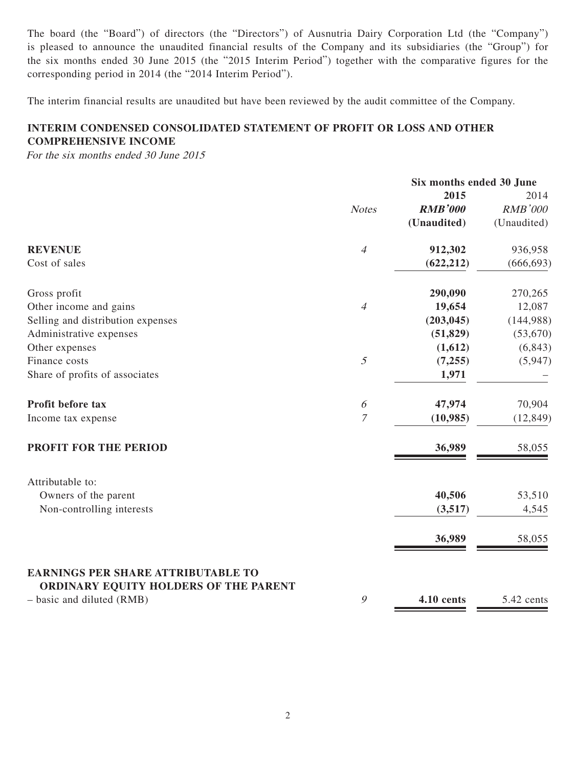The board (the "Board") of directors (the "Directors") of Ausnutria Dairy Corporation Ltd (the "Company") is pleased to announce the unaudited financial results of the Company and its subsidiaries (the "Group") for the six months ended 30 June 2015 (the "2015 Interim Period") together with the comparative figures for the corresponding period in 2014 (the "2014 Interim Period").

The interim financial results are unaudited but have been reviewed by the audit committee of the Company.

## INTERIM CONDENSED CONSOLIDATED STATEMENT OF PROFIT OR LOSS AND OTHER COMPREHENSIVE INCOME

*For the six months ended 30 June 2015*

| | | Six months ended 30 June | |
|---|---|---|---|
| | *Notes* | **2015** | 2014 |
| | | ***RMB'000*** | *RMB'000* |
| | | **(Unaudited)** | (Unaudited) |
| **REVENUE** | *4* | **912,302** | 936,958 |
| Cost of sales | | **(622,212)** | (666,693) |
| Gross profit | | **290,090** | 270,265 |
| Other income and gains | *4* | **19,654** | 12,087 |
| Selling and distribution expenses | | **(203,045)** | (144,988) |
| Administrative expenses | | **(51,829)** | (53,670) |
| Other expenses | | **(1,612)** | (6,843) |
| Finance costs | *5* | **(7,255)** | (5,947) |
| Share of profits of associates | | **1,971** | – |
| **Profit before tax** | *6* | **47,974** | 70,904 |
| Income tax expense | *7* | **(10,985)** | (12,849) |
| **PROFIT FOR THE PERIOD** | | **36,989** | 58,055 |
| Attributable to: | | | |
| Owners of the parent | | **40,506** | 53,510 |
| Non-controlling interests | | **(3,517)** | 4,545 |
| | | **36,989** | 58,055 |
| **EARNINGS PER SHARE ATTRIBUTABLE TO ORDINARY EQUITY HOLDERS OF THE PARENT** | | | |
| – basic and diluted (RMB) | *9* | **4.10 cents** | 5.42 cents |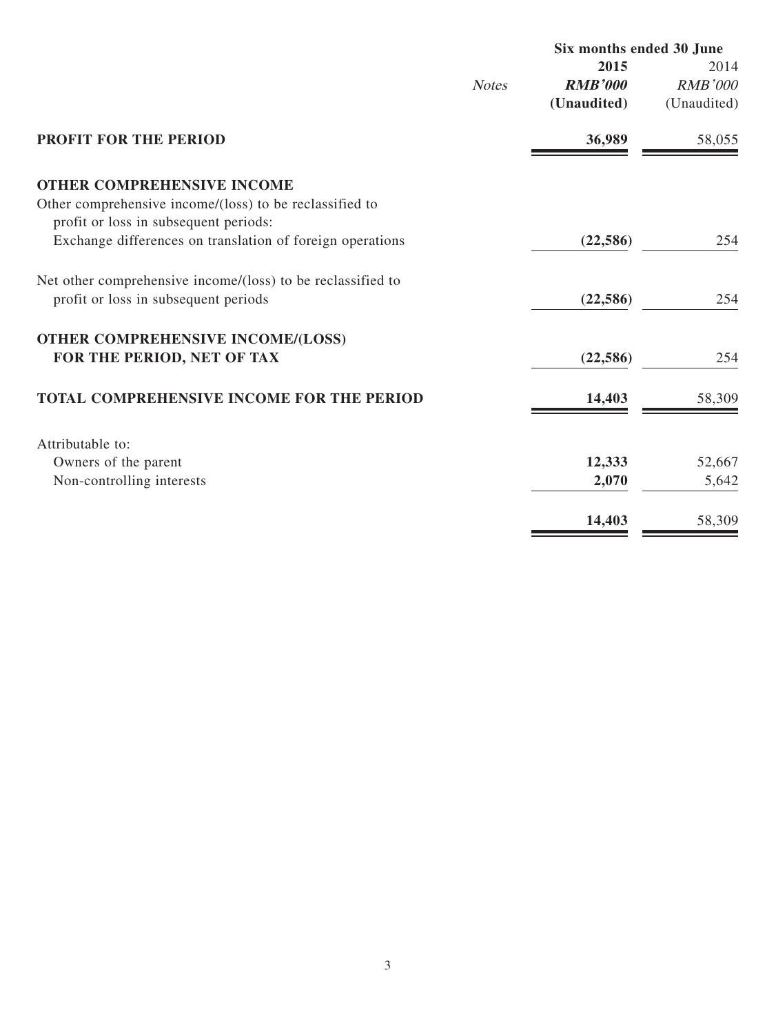| | Notes | Six months ended 30 June | |
|---|---|---|---|
| | | **2015** | 2014 |
| | | ***RMB'000*** | *RMB'000* |
| | | **(Unaudited)** | (Unaudited) |
| **PROFIT FOR THE PERIOD** | | **36,989** | 58,055 |
| **OTHER COMPREHENSIVE INCOME** | | | |
| Other comprehensive income/(loss) to be reclassified to profit or loss in subsequent periods: | | | |
| Exchange differences on translation of foreign operations | | **(22,586)** | 254 |
| Net other comprehensive income/(loss) to be reclassified to profit or loss in subsequent periods | | **(22,586)** | 254 |
| **OTHER COMPREHENSIVE INCOME/(LOSS) FOR THE PERIOD, NET OF TAX** | | **(22,586)** | 254 |
| **TOTAL COMPREHENSIVE INCOME FOR THE PERIOD** | | **14,403** | 58,309 |
| Attributable to: | | | |
| Owners of the parent | | **12,333** | 52,667 |
| Non-controlling interests | | **2,070** | 5,642 |
| | | **14,403** | 58,309 |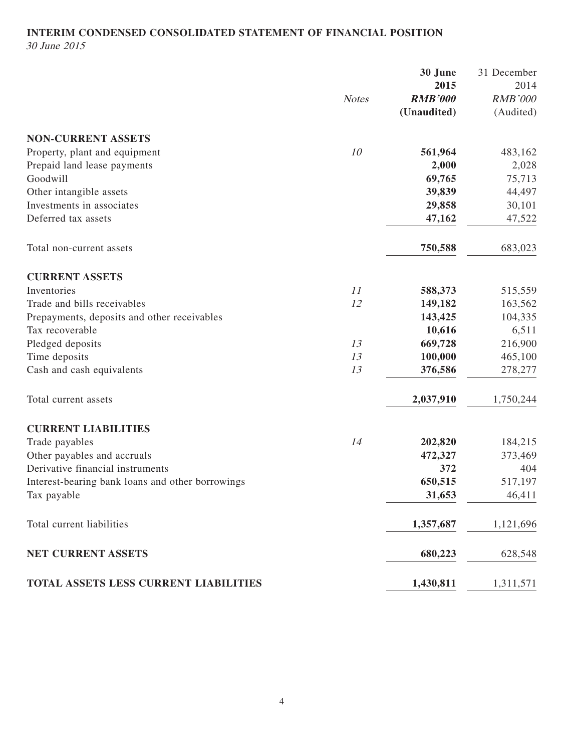## INTERIM CONDENSED CONSOLIDATED STATEMENT OF FINANCIAL POSITION

*30 June 2015*

| | *Notes* | **30 June 2015** **RMB'000** **(Unaudited)** | 31 December 2014 *RMB'000* (Audited) |
|---|---|---|---|
| **NON-CURRENT ASSETS** | | | |
| Property, plant and equipment | *10* | **561,964** | 483,162 |
| Prepaid land lease payments | | **2,000** | 2,028 |
| Goodwill | | **69,765** | 75,713 |
| Other intangible assets | | **39,839** | 44,497 |
| Investments in associates | | **29,858** | 30,101 |
| Deferred tax assets | | **47,162** | 47,522 |
| Total non-current assets | | **750,588** | 683,023 |
| **CURRENT ASSETS** | | | |
| Inventories | *11* | **588,373** | 515,559 |
| Trade and bills receivables | *12* | **149,182** | 163,562 |
| Prepayments, deposits and other receivables | | **143,425** | 104,335 |
| Tax recoverable | | **10,616** | 6,511 |
| Pledged deposits | *13* | **669,728** | 216,900 |
| Time deposits | *13* | **100,000** | 465,100 |
| Cash and cash equivalents | *13* | **376,586** | 278,277 |
| Total current assets | | **2,037,910** | 1,750,244 |
| **CURRENT LIABILITIES** | | | |
| Trade payables | *14* | **202,820** | 184,215 |
| Other payables and accruals | | **472,327** | 373,469 |
| Derivative financial instruments | | **372** | 404 |
| Interest-bearing bank loans and other borrowings | | **650,515** | 517,197 |
| Tax payable | | **31,653** | 46,411 |
| Total current liabilities | | **1,357,687** | 1,121,696 |
| **NET CURRENT ASSETS** | | **680,223** | 628,548 |
| **TOTAL ASSETS LESS CURRENT LIABILITIES** | | **1,430,811** | 1,311,571 |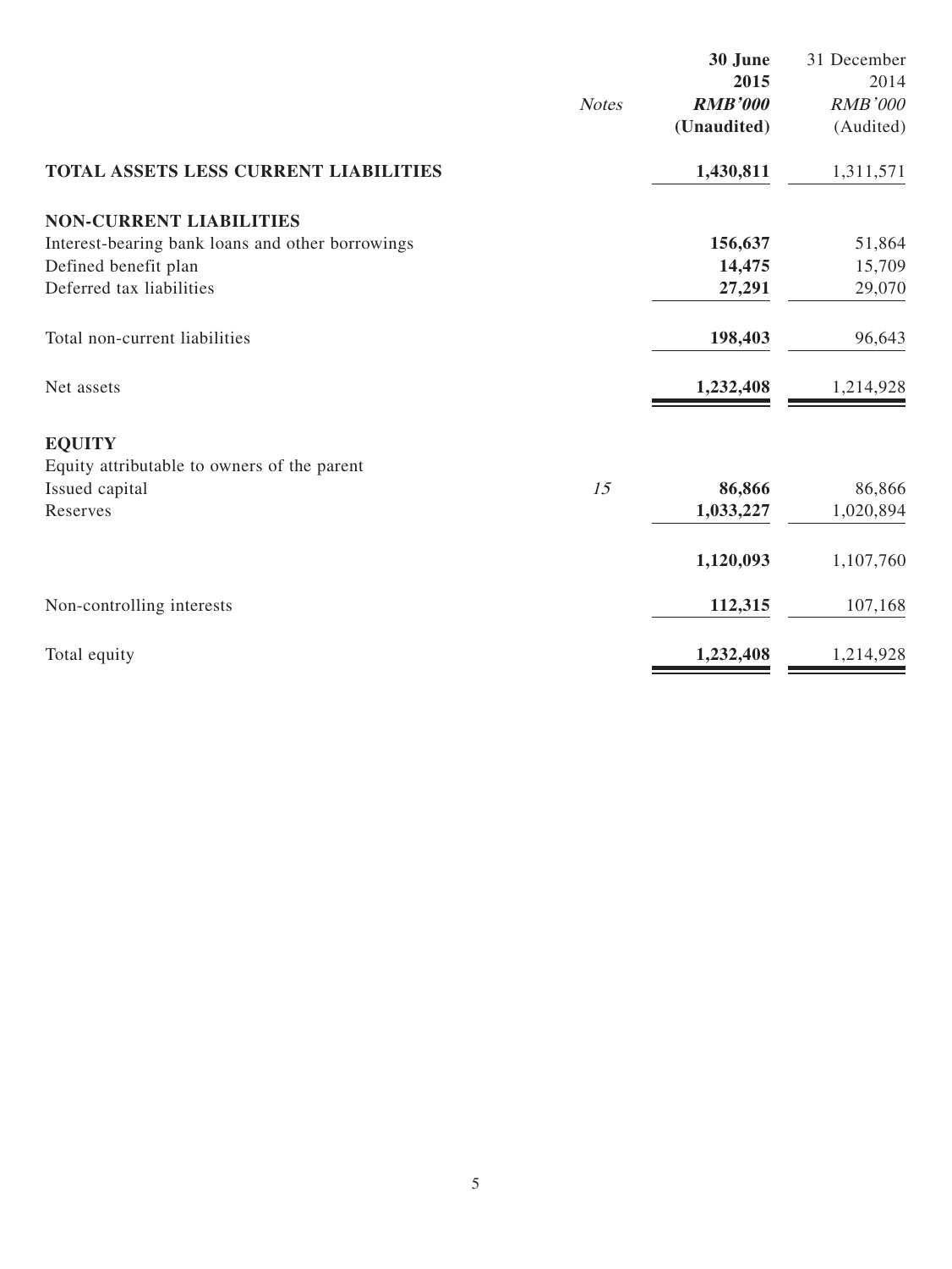| | Notes | **30 June 2015** **RMB'000** **(Unaudited)** | 31 December 2014 *RMB'000* (Audited) |
|---|---|---|---|
| **TOTAL ASSETS LESS CURRENT LIABILITIES** | | **1,430,811** | 1,311,571 |
| **NON-CURRENT LIABILITIES** | | | |
| Interest-bearing bank loans and other borrowings | | **156,637** | 51,864 |
| Defined benefit plan | | **14,475** | 15,709 |
| Deferred tax liabilities | | **27,291** | 29,070 |
| Total non-current liabilities | | **198,403** | 96,643 |
| Net assets | | **1,232,408** | 1,214,928 |
| **EQUITY** | | | |
| Equity attributable to owners of the parent | | | |
| Issued capital | *15* | **86,866** | 86,866 |
| Reserves | | **1,033,227** | 1,020,894 |
| | | **1,120,093** | 1,107,760 |
| Non-controlling interests | | **112,315** | 107,168 |
| Total equity | | **1,232,408** | 1,214,928 |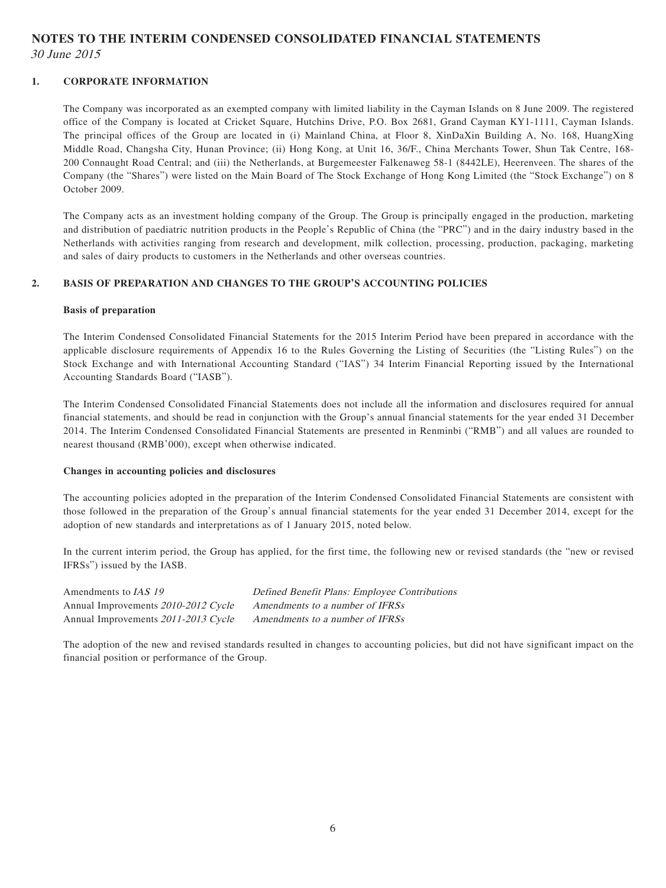# NOTES TO THE INTERIM CONDENSED CONSOLIDATED FINANCIAL STATEMENTS

*30 June 2015*

## 1. CORPORATE INFORMATION

The Company was incorporated as an exempted company with limited liability in the Cayman Islands on 8 June 2009. The registered office of the Company is located at Cricket Square, Hutchins Drive, P.O. Box 2681, Grand Cayman KY1-1111, Cayman Islands. The principal offices of the Group are located in (i) Mainland China, at Floor 8, XinDaXin Building A, No. 168, HuangXing Middle Road, Changsha City, Hunan Province; (ii) Hong Kong, at Unit 16, 36/F., China Merchants Tower, Shun Tak Centre, 168-200 Connaught Road Central; and (iii) the Netherlands, at Burgemeester Falkenaweg 58-1 (8442LE), Heerenveen. The shares of the Company (the "Shares") were listed on the Main Board of The Stock Exchange of Hong Kong Limited (the "Stock Exchange") on 8 October 2009.

The Company acts as an investment holding company of the Group. The Group is principally engaged in the production, marketing and distribution of paediatric nutrition products in the People's Republic of China (the "PRC") and in the dairy industry based in the Netherlands with activities ranging from research and development, milk collection, processing, production, packaging, marketing and sales of dairy products to customers in the Netherlands and other overseas countries.

## 2. BASIS OF PREPARATION AND CHANGES TO THE GROUP'S ACCOUNTING POLICIES

### Basis of preparation

The Interim Condensed Consolidated Financial Statements for the 2015 Interim Period have been prepared in accordance with the applicable disclosure requirements of Appendix 16 to the Rules Governing the Listing of Securities (the "Listing Rules") on the Stock Exchange and with International Accounting Standard ("IAS") 34 Interim Financial Reporting issued by the International Accounting Standards Board ("IASB").

The Interim Condensed Consolidated Financial Statements does not include all the information and disclosures required for annual financial statements, and should be read in conjunction with the Group's annual financial statements for the year ended 31 December 2014. The Interim Condensed Consolidated Financial Statements are presented in Renminbi ("RMB") and all values are rounded to nearest thousand (RMB'000), except when otherwise indicated.

### Changes in accounting policies and disclosures

The accounting policies adopted in the preparation of the Interim Condensed Consolidated Financial Statements are consistent with those followed in the preparation of the Group's annual financial statements for the year ended 31 December 2014, except for the adoption of new standards and interpretations as of 1 January 2015, noted below.

In the current interim period, the Group has applied, for the first time, the following new or revised standards (the "new or revised IFRSs") issued by the IASB.

| | |
|---|---|
| Amendments to *IAS 19* | *Defined Benefit Plans: Employee Contributions* |
| Annual Improvements *2010-2012 Cycle* | *Amendments to a number of IFRSs* |
| Annual Improvements *2011-2013 Cycle* | *Amendments to a number of IFRSs* |

The adoption of the new and revised standards resulted in changes to accounting policies, but did not have significant impact on the financial position or performance of the Group.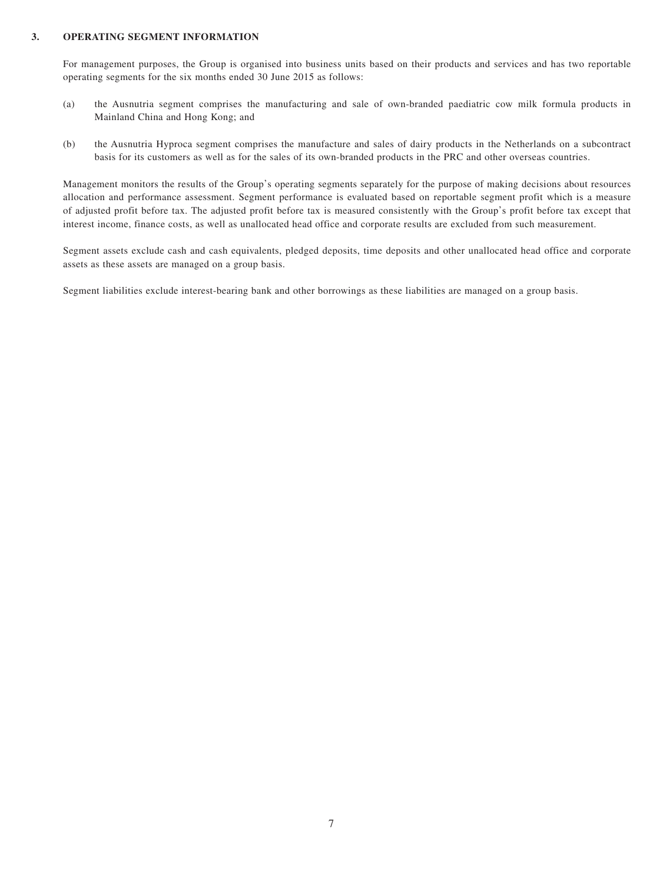## 3. OPERATING SEGMENT INFORMATION

For management purposes, the Group is organised into business units based on their products and services and has two reportable operating segments for the six months ended 30 June 2015 as follows:

(a) the Ausnutria segment comprises the manufacturing and sale of own-branded paediatric cow milk formula products in Mainland China and Hong Kong; and

(b) the Ausnutria Hyproca segment comprises the manufacture and sales of dairy products in the Netherlands on a subcontract basis for its customers as well as for the sales of its own-branded products in the PRC and other overseas countries.

Management monitors the results of the Group's operating segments separately for the purpose of making decisions about resources allocation and performance assessment. Segment performance is evaluated based on reportable segment profit which is a measure of adjusted profit before tax. The adjusted profit before tax is measured consistently with the Group's profit before tax except that interest income, finance costs, as well as unallocated head office and corporate results are excluded from such measurement.

Segment assets exclude cash and cash equivalents, pledged deposits, time deposits and other unallocated head office and corporate assets as these assets are managed on a group basis.

Segment liabilities exclude interest-bearing bank and other borrowings as these liabilities are managed on a group basis.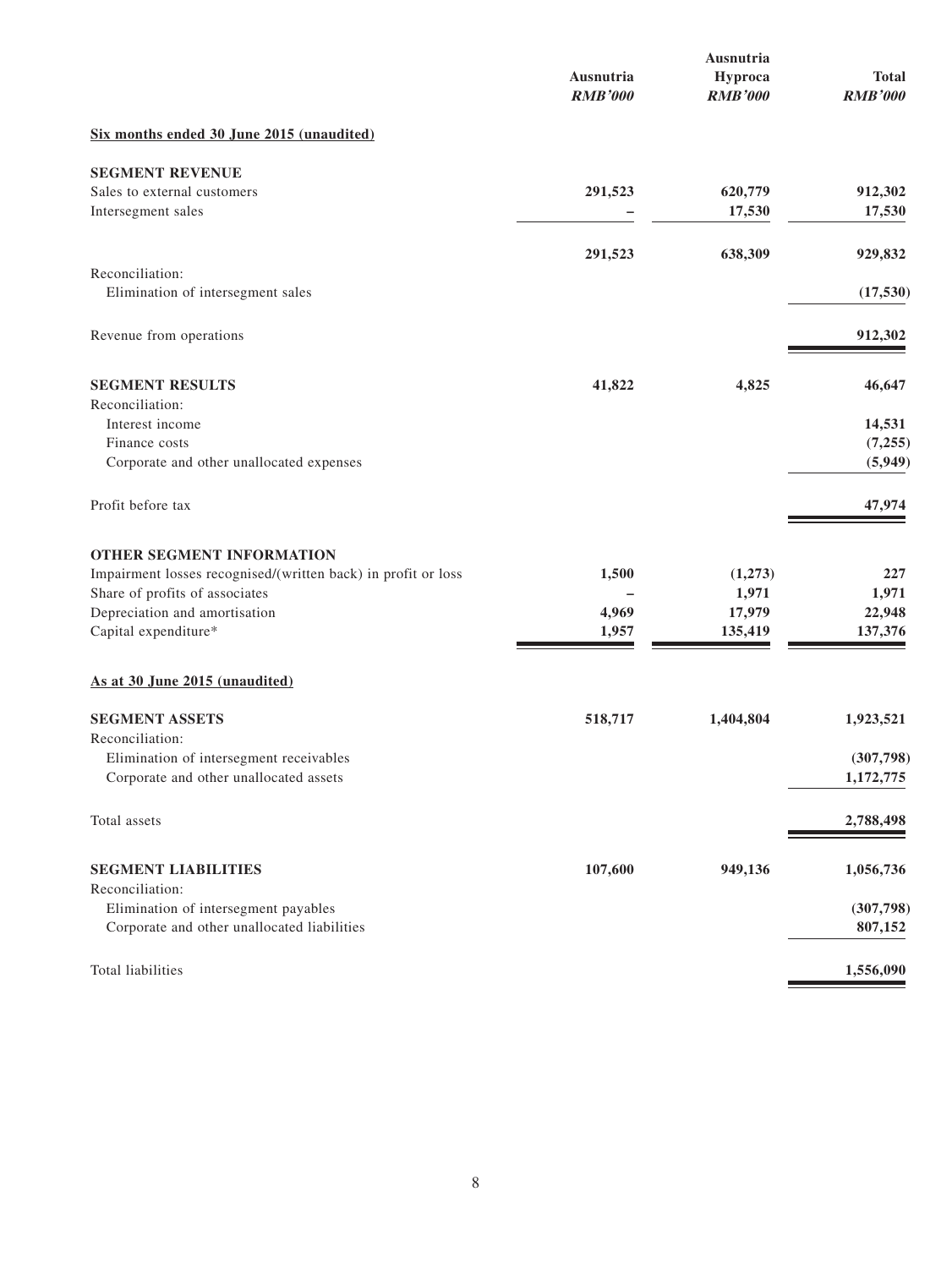| | Ausnutria *RMB'000* | Ausnutria Hyproca *RMB'000* | Total *RMB'000* |
|---|---|---|---|
| **Six months ended 30 June 2015 (unaudited)** | | | |
| **SEGMENT REVENUE** | | | |
| Sales to external customers | **291,523** | **620,779** | **912,302** |
| Intersegment sales | **–** | **17,530** | **17,530** |
| | **291,523** | **638,309** | **929,832** |
| Reconciliation: | | | |
| Elimination of intersegment sales | | | **(17,530)** |
| Revenue from operations | | | **912,302** |
| **SEGMENT RESULTS** | **41,822** | **4,825** | **46,647** |
| Reconciliation: | | | |
| Interest income | | | **14,531** |
| Finance costs | | | **(7,255)** |
| Corporate and other unallocated expenses | | | **(5,949)** |
| Profit before tax | | | **47,974** |
| **OTHER SEGMENT INFORMATION** | | | |
| Impairment losses recognised/(written back) in profit or loss | **1,500** | **(1,273)** | **227** |
| Share of profits of associates | **–** | **1,971** | **1,971** |
| Depreciation and amortisation | **4,969** | **17,979** | **22,948** |
| Capital expenditure* | **1,957** | **135,419** | **137,376** |
| **As at 30 June 2015 (unaudited)** | | | |
| **SEGMENT ASSETS** | **518,717** | **1,404,804** | **1,923,521** |
| Reconciliation: | | | |
| Elimination of intersegment receivables | | | **(307,798)** |
| Corporate and other unallocated assets | | | **1,172,775** |
| Total assets | | | **2,788,498** |
| **SEGMENT LIABILITIES** | **107,600** | **949,136** | **1,056,736** |
| Reconciliation: | | | |
| Elimination of intersegment payables | | | **(307,798)** |
| Corporate and other unallocated liabilities | | | **807,152** |
| Total liabilities | | | **1,556,090** |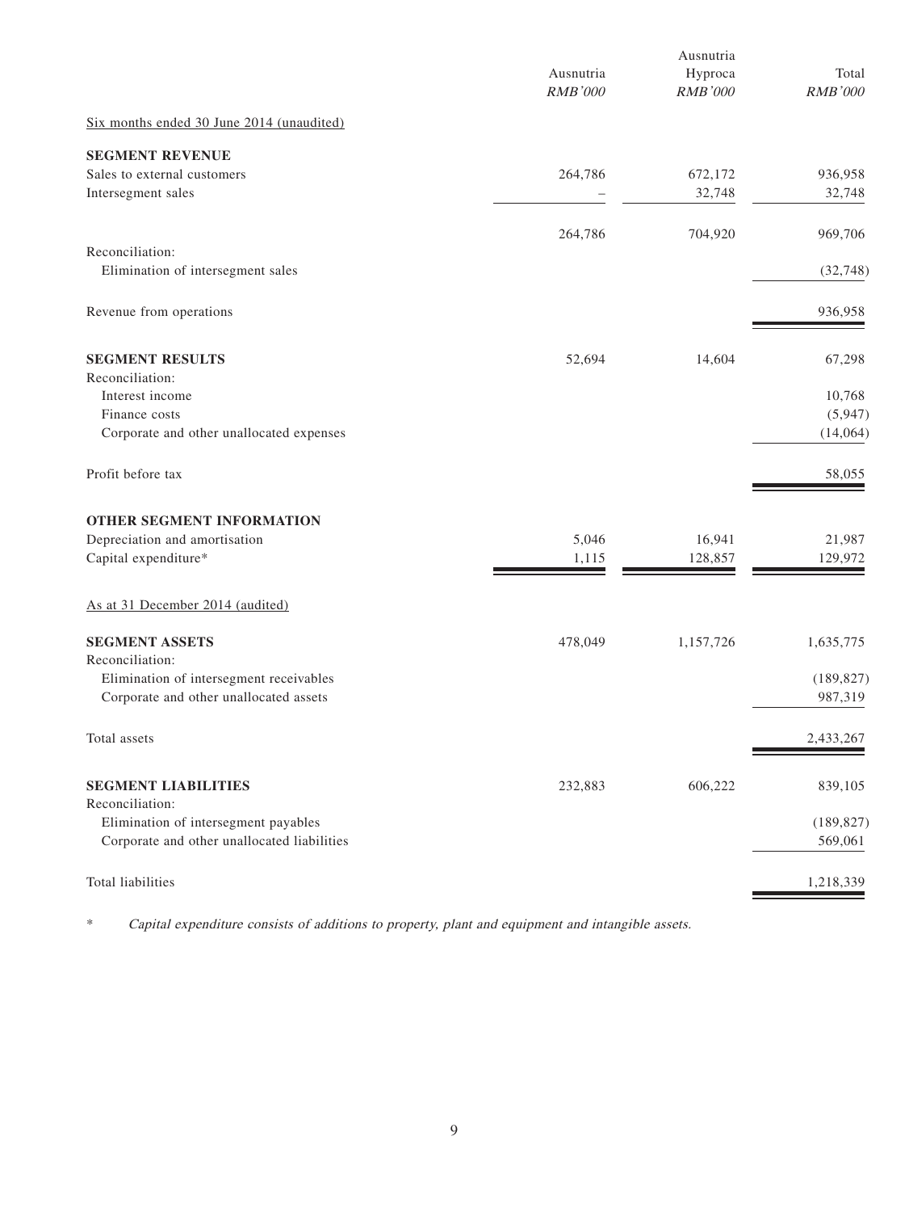| | Ausnutria *RMB'000* | Ausnutria Hyproca *RMB'000* | Total *RMB'000* |
|---|---|---|---|
| Six months ended 30 June 2014 (unaudited) | | | |
| **SEGMENT REVENUE** | | | |
| Sales to external customers | 264,786 | 672,172 | 936,958 |
| Intersegment sales | – | 32,748 | 32,748 |
| | 264,786 | 704,920 | 969,706 |
| Reconciliation: | | | |
| Elimination of intersegment sales | | | (32,748) |
| Revenue from operations | | | 936,958 |
| **SEGMENT RESULTS** | 52,694 | 14,604 | 67,298 |
| Reconciliation: | | | |
| Interest income | | | 10,768 |
| Finance costs | | | (5,947) |
| Corporate and other unallocated expenses | | | (14,064) |
| Profit before tax | | | 58,055 |
| **OTHER SEGMENT INFORMATION** | | | |
| Depreciation and amortisation | 5,046 | 16,941 | 21,987 |
| Capital expenditure* | 1,115 | 128,857 | 129,972 |
| As at 31 December 2014 (audited) | | | |
| **SEGMENT ASSETS** | 478,049 | 1,157,726 | 1,635,775 |
| Reconciliation: | | | |
| Elimination of intersegment receivables | | | (189,827) |
| Corporate and other unallocated assets | | | 987,319 |
| Total assets | | | 2,433,267 |
| **SEGMENT LIABILITIES** | 232,883 | 606,222 | 839,105 |
| Reconciliation: | | | |
| Elimination of intersegment payables | | | (189,827) |
| Corporate and other unallocated liabilities | | | 569,061 |
| Total liabilities | | | 1,218,339 |

\* *Capital expenditure consists of additions to property, plant and equipment and intangible assets.*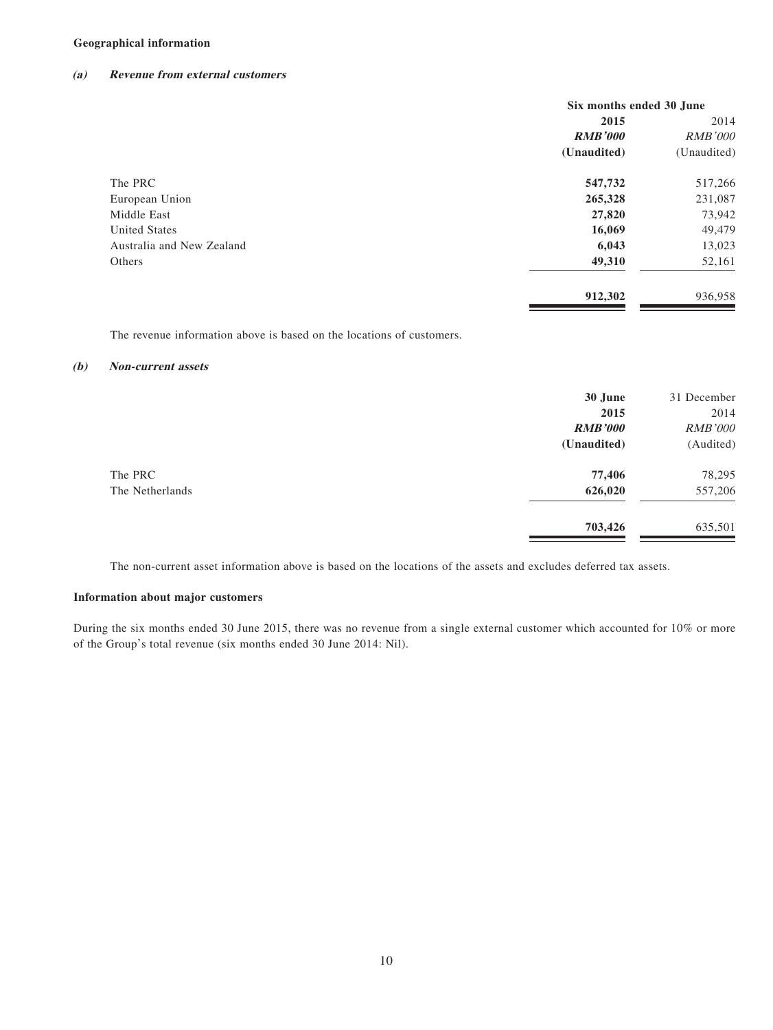**Geographical information**

***(a) Revenue from external customers***

| | Six months ended 30 June | |
|---|---|---|
| | **2015** | 2014 |
| | ***RMB'000*** | *RMB'000* |
| | **(Unaudited)** | (Unaudited) |
| The PRC | **547,732** | 517,266 |
| European Union | **265,328** | 231,087 |
| Middle East | **27,820** | 73,942 |
| United States | **16,069** | 49,479 |
| Australia and New Zealand | **6,043** | 13,023 |
| Others | **49,310** | 52,161 |
| | **912,302** | 936,958 |

The revenue information above is based on the locations of customers.

***(b) Non-current assets***

| | **30 June 2015** | 31 December 2014 |
|---|---|---|
| | ***RMB'000*** | *RMB'000* |
| | **(Unaudited)** | (Audited) |
| The PRC | **77,406** | 78,295 |
| The Netherlands | **626,020** | 557,206 |
| | **703,426** | 635,501 |

The non-current asset information above is based on the locations of the assets and excludes deferred tax assets.

**Information about major customers**

During the six months ended 30 June 2015, there was no revenue from a single external customer which accounted for 10% or more of the Group's total revenue (six months ended 30 June 2014: Nil).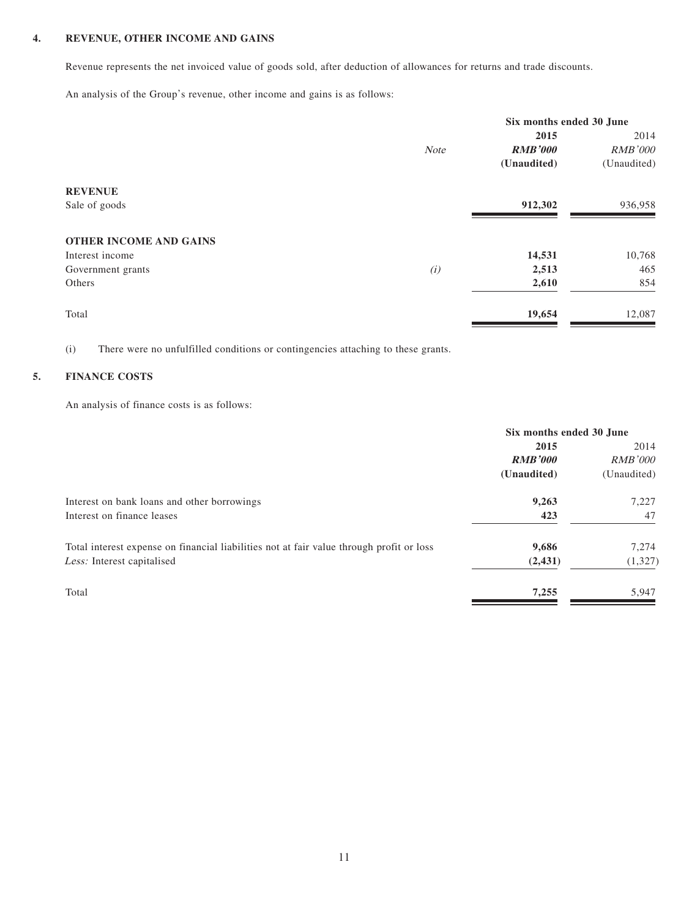## 4. REVENUE, OTHER INCOME AND GAINS

Revenue represents the net invoiced value of goods sold, after deduction of allowances for returns and trade discounts.

An analysis of the Group's revenue, other income and gains is as follows:

| | | Six months ended 30 June | |
|---|---|---|---|
| | | **2015** | 2014 |
| | *Note* | ***RMB'000*** | *RMB'000* |
| | | **(Unaudited)** | (Unaudited) |
| **REVENUE** | | | |
| Sale of goods | | **912,302** | 936,958 |
| **OTHER INCOME AND GAINS** | | | |
| Interest income | | **14,531** | 10,768 |
| Government grants | *(i)* | **2,513** | 465 |
| Others | | **2,610** | 854 |
| Total | | **19,654** | 12,087 |

(i) There were no unfulfilled conditions or contingencies attaching to these grants.

## 5. FINANCE COSTS

An analysis of finance costs is as follows:

| | Six months ended 30 June | |
|---|---|---|
| | **2015** | 2014 |
| | ***RMB'000*** | *RMB'000* |
| | **(Unaudited)** | (Unaudited) |
| Interest on bank loans and other borrowings | **9,263** | 7,227 |
| Interest on finance leases | **423** | 47 |
| Total interest expense on financial liabilities not at fair value through profit or loss | **9,686** | 7,274 |
| *Less:* Interest capitalised | **(2,431)** | (1,327) |
| Total | **7,255** | 5,947 |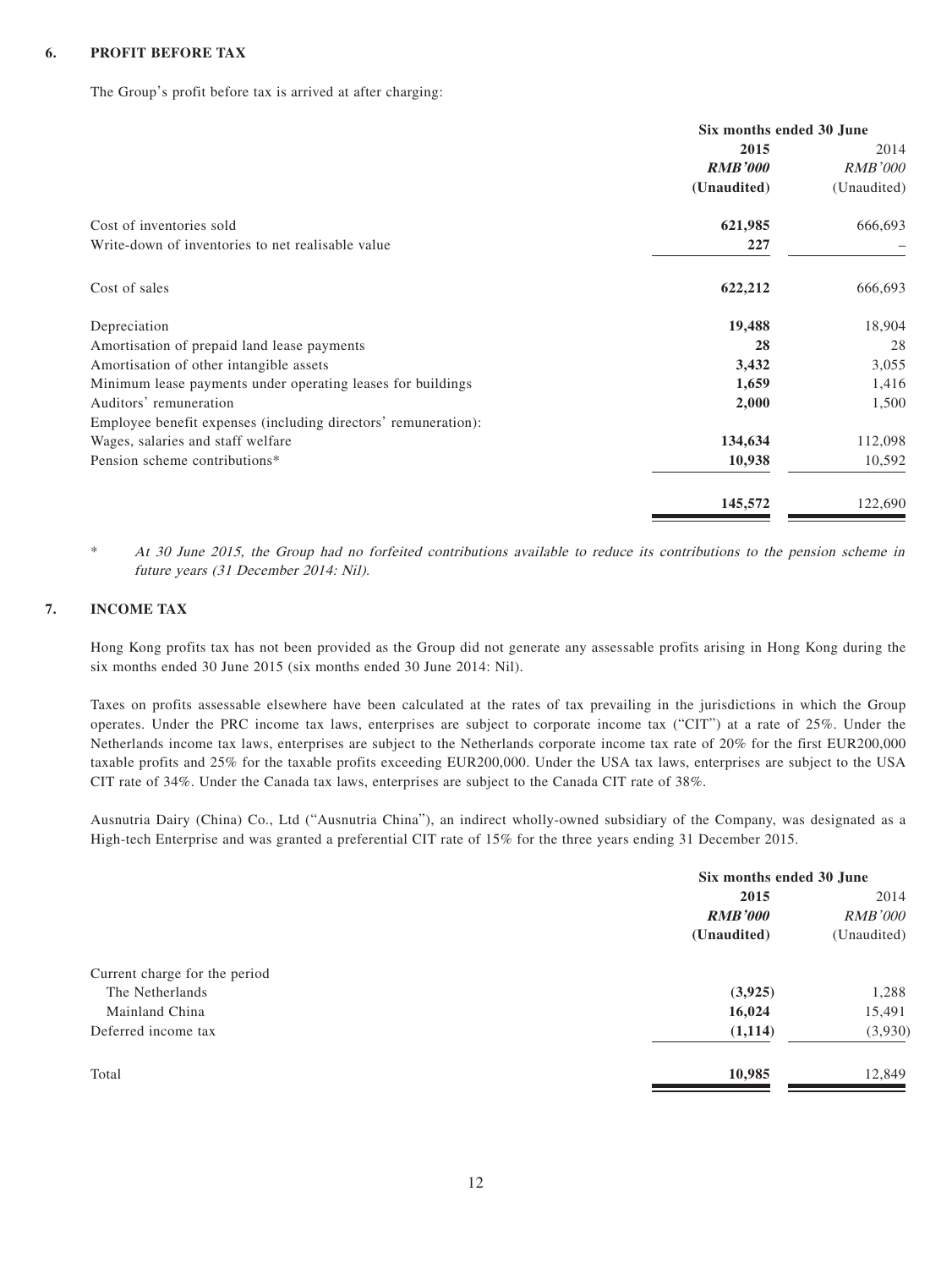### 6. PROFIT BEFORE TAX

The Group's profit before tax is arrived at after charging:

| | Six months ended 30 June | |
|---|---|---|
| | **2015** | 2014 |
| | ***RMB'000*** | *RMB'000* |
| | **(Unaudited)** | (Unaudited) |
| Cost of inventories sold | **621,985** | 666,693 |
| Write-down of inventories to net realisable value | **227** | – |
| Cost of sales | **622,212** | 666,693 |
| Depreciation | **19,488** | 18,904 |
| Amortisation of prepaid land lease payments | **28** | 28 |
| Amortisation of other intangible assets | **3,432** | 3,055 |
| Minimum lease payments under operating leases for buildings | **1,659** | 1,416 |
| Auditors' remuneration | **2,000** | 1,500 |
| Employee benefit expenses (including directors' remuneration): | | |
| Wages, salaries and staff welfare | **134,634** | 112,098 |
| Pension scheme contributions* | **10,938** | 10,592 |
| | **145,572** | 122,690 |

\* *At 30 June 2015, the Group had no forfeited contributions available to reduce its contributions to the pension scheme in future years (31 December 2014: Nil).*

### 7. INCOME TAX

Hong Kong profits tax has not been provided as the Group did not generate any assessable profits arising in Hong Kong during the six months ended 30 June 2015 (six months ended 30 June 2014: Nil).

Taxes on profits assessable elsewhere have been calculated at the rates of tax prevailing in the jurisdictions in which the Group operates. Under the PRC income tax laws, enterprises are subject to corporate income tax ("CIT") at a rate of 25%. Under the Netherlands income tax laws, enterprises are subject to the Netherlands corporate income tax rate of 20% for the first EUR200,000 taxable profits and 25% for the taxable profits exceeding EUR200,000. Under the USA tax laws, enterprises are subject to the USA CIT rate of 34%. Under the Canada tax laws, enterprises are subject to the Canada CIT rate of 38%.

Ausnutria Dairy (China) Co., Ltd ("Ausnutria China"), an indirect wholly-owned subsidiary of the Company, was designated as a High-tech Enterprise and was granted a preferential CIT rate of 15% for the three years ending 31 December 2015.

| | Six months ended 30 June | |
|---|---|---|
| | **2015** | 2014 |
| | ***RMB'000*** | *RMB'000* |
| | **(Unaudited)** | (Unaudited) |
| Current charge for the period | | |
| The Netherlands | **(3,925)** | 1,288 |
| Mainland China | **16,024** | 15,491 |
| Deferred income tax | **(1,114)** | (3,930) |
| Total | **10,985** | 12,849 |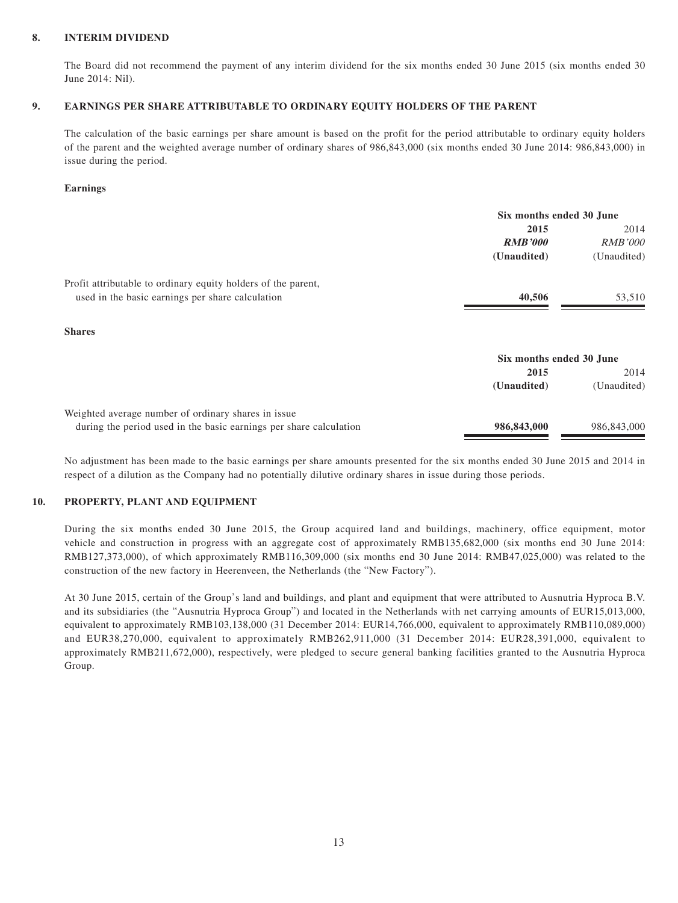## 8. INTERIM DIVIDEND

The Board did not recommend the payment of any interim dividend for the six months ended 30 June 2015 (six months ended 30 June 2014: Nil).

## 9. EARNINGS PER SHARE ATTRIBUTABLE TO ORDINARY EQUITY HOLDERS OF THE PARENT

The calculation of the basic earnings per share amount is based on the profit for the period attributable to ordinary equity holders of the parent and the weighted average number of ordinary shares of 986,843,000 (six months ended 30 June 2014: 986,843,000) in issue during the period.

**Earnings**

| | Six months ended 30 June | |
|---|---|---|
| | **2015** | 2014 |
| | ***RMB'000*** | *RMB'000* |
| | **(Unaudited)** | (Unaudited) |
| Profit attributable to ordinary equity holders of the parent, used in the basic earnings per share calculation | **40,506** | 53,510 |

**Shares**

| | Six months ended 30 June | |
|---|---|---|
| | **2015** | 2014 |
| | **(Unaudited)** | (Unaudited) |
| Weighted average number of ordinary shares in issue during the period used in the basic earnings per share calculation | **986,843,000** | 986,843,000 |

No adjustment has been made to the basic earnings per share amounts presented for the six months ended 30 June 2015 and 2014 in respect of a dilution as the Company had no potentially dilutive ordinary shares in issue during those periods.

## 10. PROPERTY, PLANT AND EQUIPMENT

During the six months ended 30 June 2015, the Group acquired land and buildings, machinery, office equipment, motor vehicle and construction in progress with an aggregate cost of approximately RMB135,682,000 (six months end 30 June 2014: RMB127,373,000), of which approximately RMB116,309,000 (six months end 30 June 2014: RMB47,025,000) was related to the construction of the new factory in Heerenveen, the Netherlands (the "New Factory").

At 30 June 2015, certain of the Group's land and buildings, and plant and equipment that were attributed to Ausnutria Hyproca B.V. and its subsidiaries (the "Ausnutria Hyproca Group") and located in the Netherlands with net carrying amounts of EUR15,013,000, equivalent to approximately RMB103,138,000 (31 December 2014: EUR14,766,000, equivalent to approximately RMB110,089,000) and EUR38,270,000, equivalent to approximately RMB262,911,000 (31 December 2014: EUR28,391,000, equivalent to approximately RMB211,672,000), respectively, were pledged to secure general banking facilities granted to the Ausnutria Hyproca Group.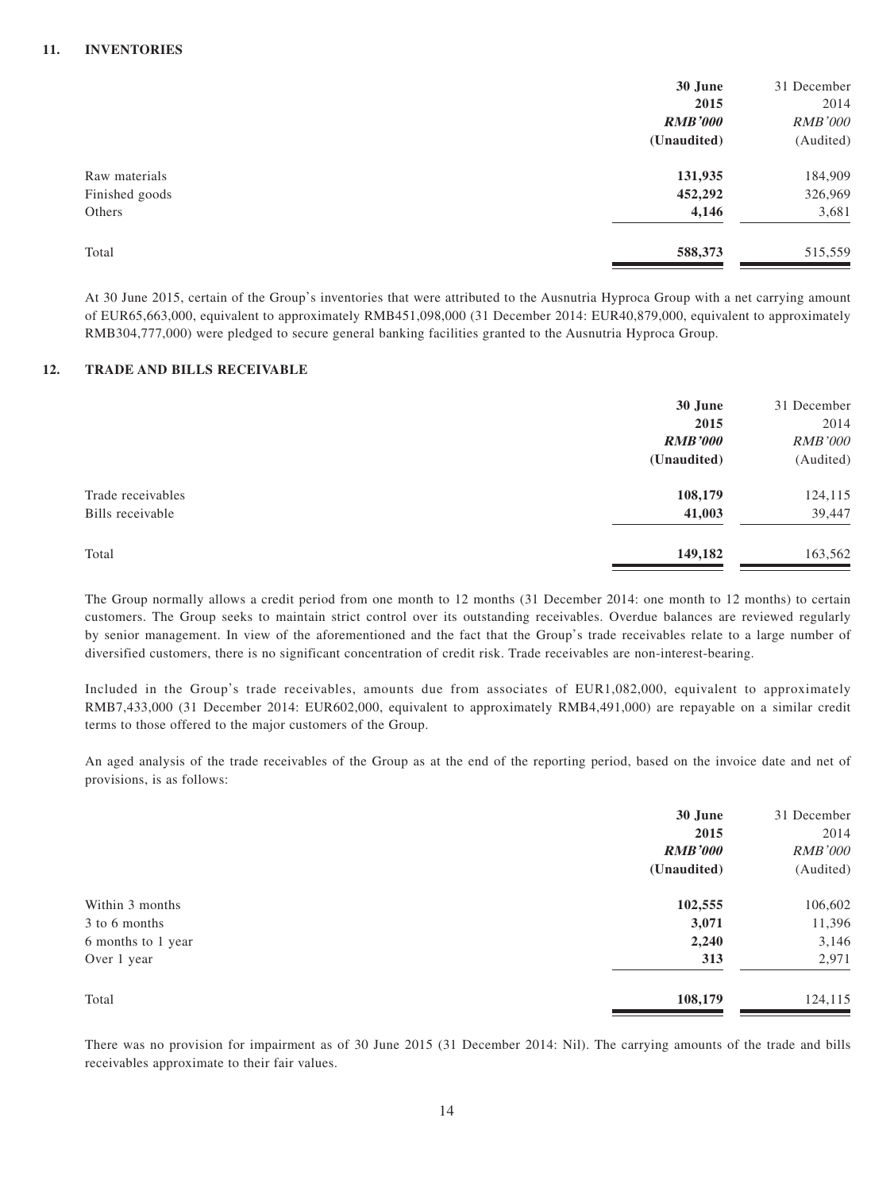### 11. INVENTORIES

| | 30 June 2015 *RMB'000* (Unaudited) | 31 December 2014 *RMB'000* (Audited) |
|---|---|---|
| Raw materials | **131,935** | 184,909 |
| Finished goods | **452,292** | 326,969 |
| Others | **4,146** | 3,681 |
| Total | **588,373** | 515,559 |

At 30 June 2015, certain of the Group's inventories that were attributed to the Ausnutria Hyproca Group with a net carrying amount of EUR65,663,000, equivalent to approximately RMB451,098,000 (31 December 2014: EUR40,879,000, equivalent to approximately RMB304,777,000) were pledged to secure general banking facilities granted to the Ausnutria Hyproca Group.

### 12. TRADE AND BILLS RECEIVABLE

| | 30 June 2015 *RMB'000* (Unaudited) | 31 December 2014 *RMB'000* (Audited) |
|---|---|---|
| Trade receivables | **108,179** | 124,115 |
| Bills receivable | **41,003** | 39,447 |
| Total | **149,182** | 163,562 |

The Group normally allows a credit period from one month to 12 months (31 December 2014: one month to 12 months) to certain customers. The Group seeks to maintain strict control over its outstanding receivables. Overdue balances are reviewed regularly by senior management. In view of the aforementioned and the fact that the Group's trade receivables relate to a large number of diversified customers, there is no significant concentration of credit risk. Trade receivables are non-interest-bearing.

Included in the Group's trade receivables, amounts due from associates of EUR1,082,000, equivalent to approximately RMB7,433,000 (31 December 2014: EUR602,000, equivalent to approximately RMB4,491,000) are repayable on a similar credit terms to those offered to the major customers of the Group.

An aged analysis of the trade receivables of the Group as at the end of the reporting period, based on the invoice date and net of provisions, is as follows:

| | 30 June 2015 *RMB'000* (Unaudited) | 31 December 2014 *RMB'000* (Audited) |
|---|---|---|
| Within 3 months | **102,555** | 106,602 |
| 3 to 6 months | **3,071** | 11,396 |
| 6 months to 1 year | **2,240** | 3,146 |
| Over 1 year | **313** | 2,971 |
| Total | **108,179** | 124,115 |

There was no provision for impairment as of 30 June 2015 (31 December 2014: Nil). The carrying amounts of the trade and bills receivables approximate to their fair values.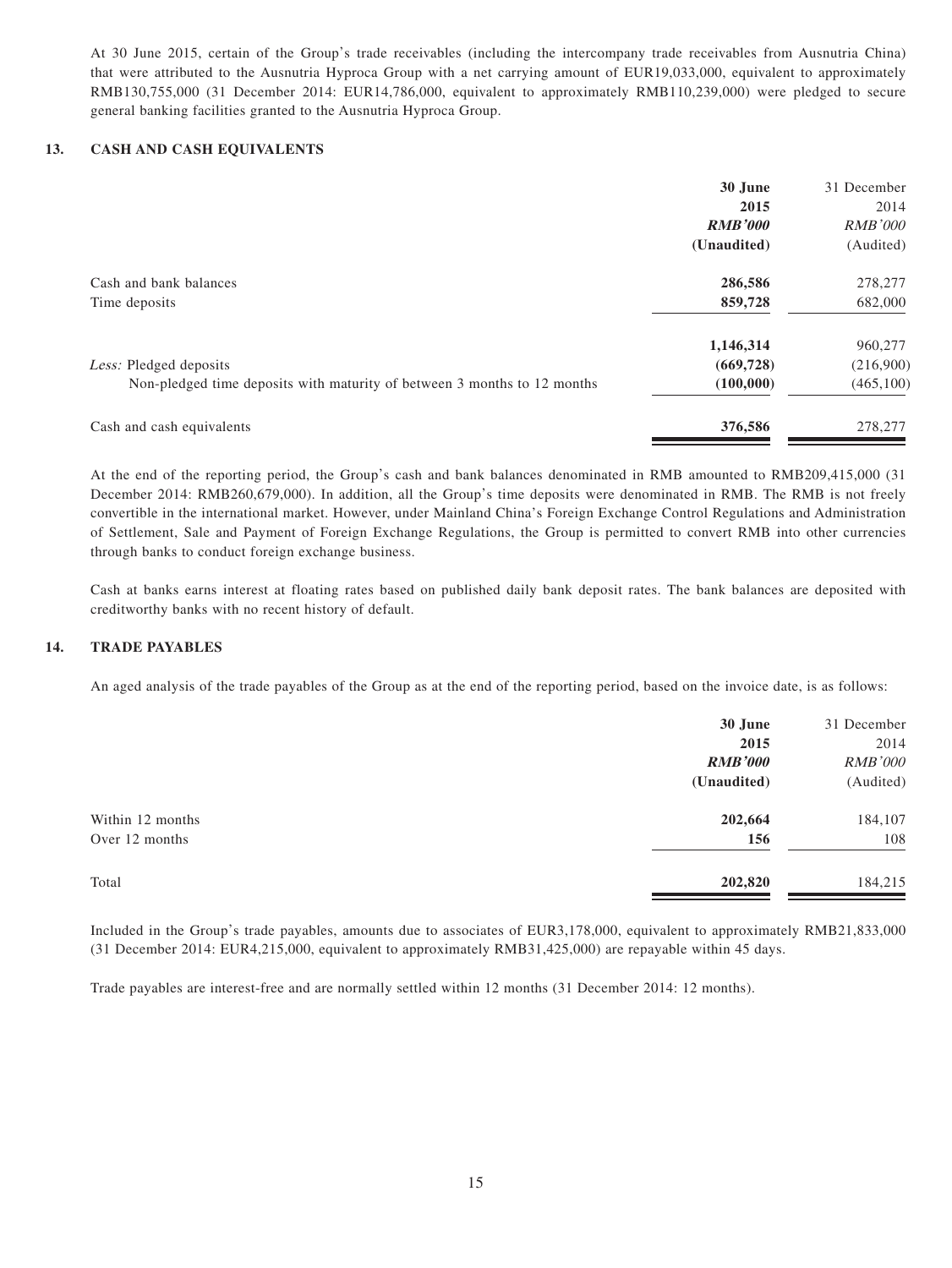At 30 June 2015, certain of the Group's trade receivables (including the intercompany trade receivables from Ausnutria China) that were attributed to the Ausnutria Hyproca Group with a net carrying amount of EUR19,033,000, equivalent to approximately RMB130,755,000 (31 December 2014: EUR14,786,000, equivalent to approximately RMB110,239,000) were pledged to secure general banking facilities granted to the Ausnutria Hyproca Group.

## 13. CASH AND CASH EQUIVALENTS

| | 30 June 2015 | 31 December 2014 |
|---|---|---|
| | ***RMB'000*** | *RMB'000* |
| | **(Unaudited)** | (Audited) |
| Cash and bank balances | **286,586** | 278,277 |
| Time deposits | **859,728** | 682,000 |
| | **1,146,314** | 960,277 |
| *Less:* Pledged deposits | **(669,728)** | (216,900) |
| Non-pledged time deposits with maturity of between 3 months to 12 months | **(100,000)** | (465,100) |
| Cash and cash equivalents | **376,586** | 278,277 |

At the end of the reporting period, the Group's cash and bank balances denominated in RMB amounted to RMB209,415,000 (31 December 2014: RMB260,679,000). In addition, all the Group's time deposits were denominated in RMB. The RMB is not freely convertible in the international market. However, under Mainland China's Foreign Exchange Control Regulations and Administration of Settlement, Sale and Payment of Foreign Exchange Regulations, the Group is permitted to convert RMB into other currencies through banks to conduct foreign exchange business.

Cash at banks earns interest at floating rates based on published daily bank deposit rates. The bank balances are deposited with creditworthy banks with no recent history of default.

## 14. TRADE PAYABLES

An aged analysis of the trade payables of the Group as at the end of the reporting period, based on the invoice date, is as follows:

| | 30 June 2015 | 31 December 2014 |
|---|---|---|
| | ***RMB'000*** | *RMB'000* |
| | **(Unaudited)** | (Audited) |
| Within 12 months | **202,664** | 184,107 |
| Over 12 months | **156** | 108 |
| Total | **202,820** | 184,215 |

Included in the Group's trade payables, amounts due to associates of EUR3,178,000, equivalent to approximately RMB21,833,000 (31 December 2014: EUR4,215,000, equivalent to approximately RMB31,425,000) are repayable within 45 days.

Trade payables are interest-free and are normally settled within 12 months (31 December 2014: 12 months).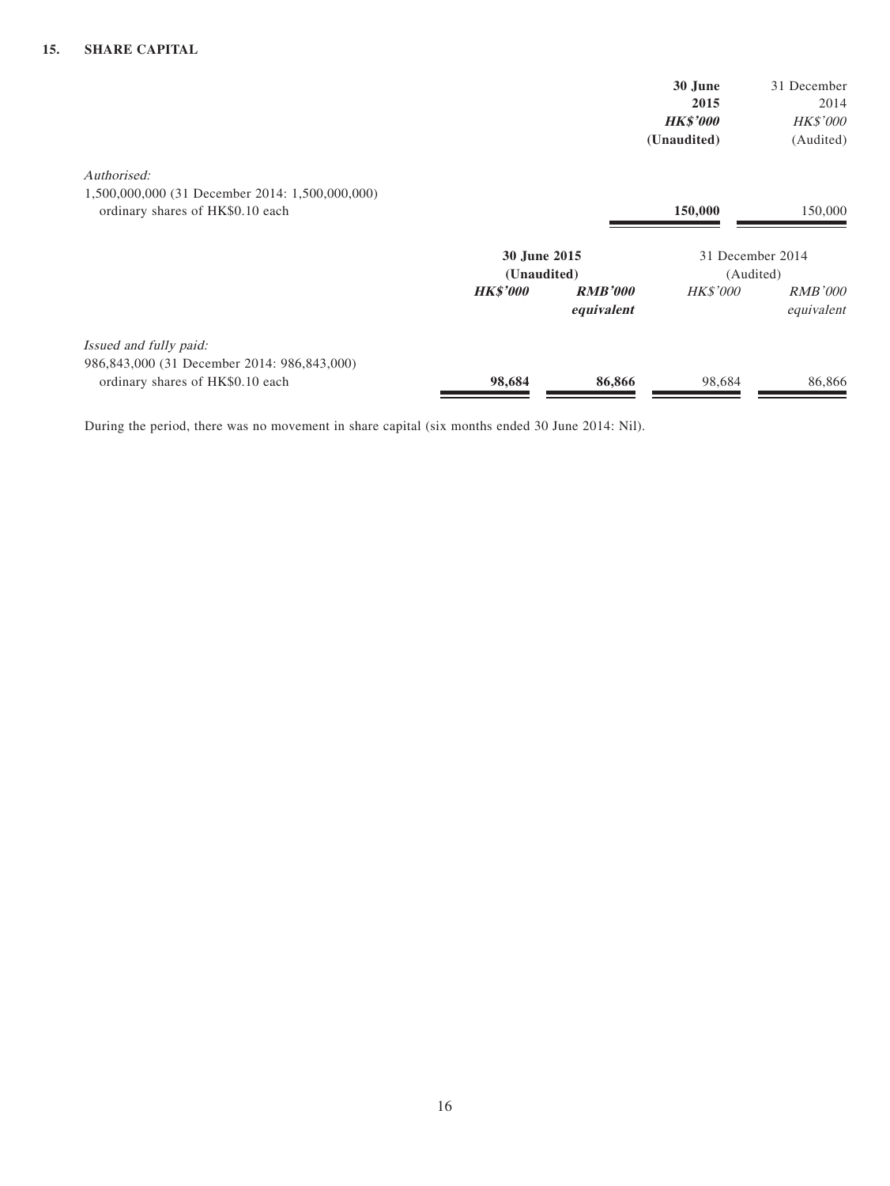## 15. SHARE CAPITAL

| | 30 June 2015 | 31 December 2014 |
|---|---|---|
| | **HK$'000** | *HK$'000* |
| | **(Unaudited)** | (Audited) |
| *Authorised:* | | |
| 1,500,000,000 (31 December 2014: 1,500,000,000) ordinary shares of HK$0.10 each | **150,000** | 150,000 |

| | 30 June 2015 (Unaudited) | | 31 December 2014 (Audited) | |
|---|---|---|---|---|
| | **HK$'000** | **RMB'000 equivalent** | *HK$'000* | *RMB'000 equivalent* |
| *Issued and fully paid:* | | | | |
| 986,843,000 (31 December 2014: 986,843,000) ordinary shares of HK$0.10 each | **98,684** | **86,866** | 98,684 | 86,866 |

During the period, there was no movement in share capital (six months ended 30 June 2014: Nil).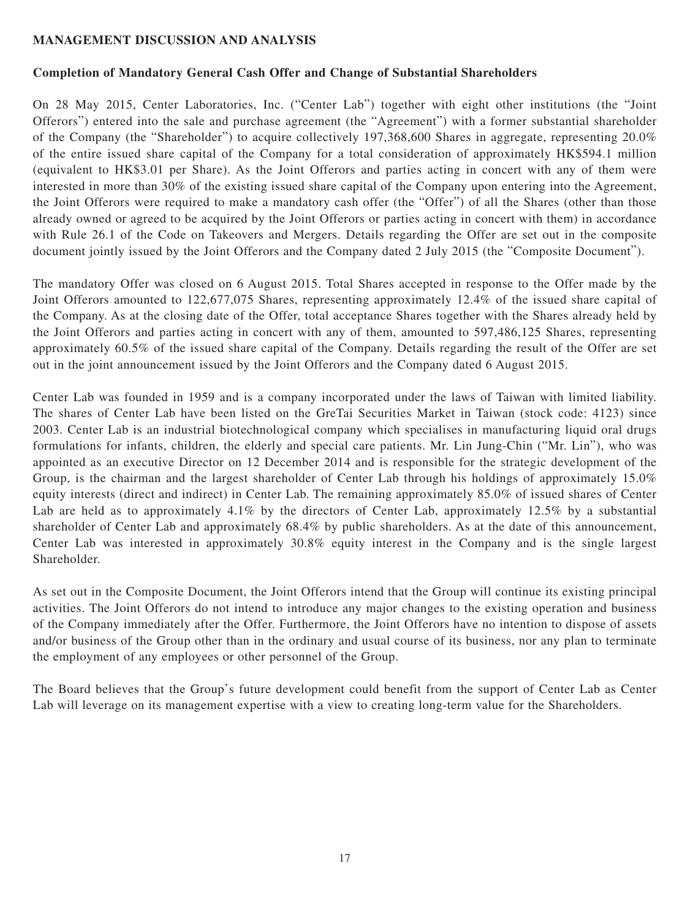**MANAGEMENT DISCUSSION AND ANALYSIS**

**Completion of Mandatory General Cash Offer and Change of Substantial Shareholders**

On 28 May 2015, Center Laboratories, Inc. ("Center Lab") together with eight other institutions (the "Joint Offerors") entered into the sale and purchase agreement (the "Agreement") with a former substantial shareholder of the Company (the "Shareholder") to acquire collectively 197,368,600 Shares in aggregate, representing 20.0% of the entire issued share capital of the Company for a total consideration of approximately HK$594.1 million (equivalent to HK$3.01 per Share). As the Joint Offerors and parties acting in concert with any of them were interested in more than 30% of the existing issued share capital of the Company upon entering into the Agreement, the Joint Offerors were required to make a mandatory cash offer (the "Offer") of all the Shares (other than those already owned or agreed to be acquired by the Joint Offerors or parties acting in concert with them) in accordance with Rule 26.1 of the Code on Takeovers and Mergers. Details regarding the Offer are set out in the composite document jointly issued by the Joint Offerors and the Company dated 2 July 2015 (the "Composite Document").

The mandatory Offer was closed on 6 August 2015. Total Shares accepted in response to the Offer made by the Joint Offerors amounted to 122,677,075 Shares, representing approximately 12.4% of the issued share capital of the Company. As at the closing date of the Offer, total acceptance Shares together with the Shares already held by the Joint Offerors and parties acting in concert with any of them, amounted to 597,486,125 Shares, representing approximately 60.5% of the issued share capital of the Company. Details regarding the result of the Offer are set out in the joint announcement issued by the Joint Offerors and the Company dated 6 August 2015.

Center Lab was founded in 1959 and is a company incorporated under the laws of Taiwan with limited liability. The shares of Center Lab have been listed on the GreTai Securities Market in Taiwan (stock code: 4123) since 2003. Center Lab is an industrial biotechnological company which specialises in manufacturing liquid oral drugs formulations for infants, children, the elderly and special care patients. Mr. Lin Jung-Chin ("Mr. Lin"), who was appointed as an executive Director on 12 December 2014 and is responsible for the strategic development of the Group, is the chairman and the largest shareholder of Center Lab through his holdings of approximately 15.0% equity interests (direct and indirect) in Center Lab. The remaining approximately 85.0% of issued shares of Center Lab are held as to approximately 4.1% by the directors of Center Lab, approximately 12.5% by a substantial shareholder of Center Lab and approximately 68.4% by public shareholders. As at the date of this announcement, Center Lab was interested in approximately 30.8% equity interest in the Company and is the single largest Shareholder.

As set out in the Composite Document, the Joint Offerors intend that the Group will continue its existing principal activities. The Joint Offerors do not intend to introduce any major changes to the existing operation and business of the Company immediately after the Offer. Furthermore, the Joint Offerors have no intention to dispose of assets and/or business of the Group other than in the ordinary and usual course of its business, nor any plan to terminate the employment of any employees or other personnel of the Group.

The Board believes that the Group's future development could benefit from the support of Center Lab as Center Lab will leverage on its management expertise with a view to creating long-term value for the Shareholders.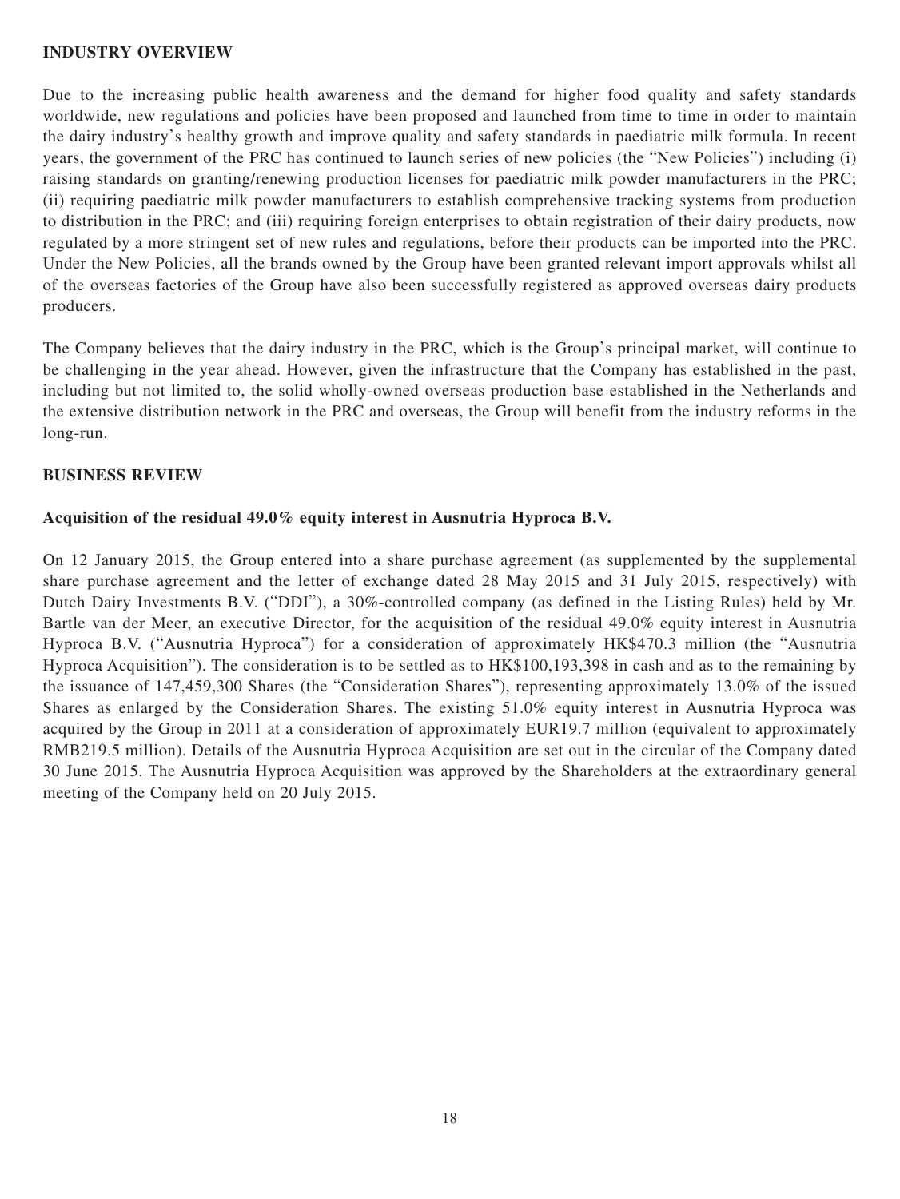## INDUSTRY OVERVIEW

Due to the increasing public health awareness and the demand for higher food quality and safety standards worldwide, new regulations and policies have been proposed and launched from time to time in order to maintain the dairy industry's healthy growth and improve quality and safety standards in paediatric milk formula. In recent years, the government of the PRC has continued to launch series of new policies (the "New Policies") including (i) raising standards on granting/renewing production licenses for paediatric milk powder manufacturers in the PRC; (ii) requiring paediatric milk powder manufacturers to establish comprehensive tracking systems from production to distribution in the PRC; and (iii) requiring foreign enterprises to obtain registration of their dairy products, now regulated by a more stringent set of new rules and regulations, before their products can be imported into the PRC. Under the New Policies, all the brands owned by the Group have been granted relevant import approvals whilst all of the overseas factories of the Group have also been successfully registered as approved overseas dairy products producers.

The Company believes that the dairy industry in the PRC, which is the Group's principal market, will continue to be challenging in the year ahead. However, given the infrastructure that the Company has established in the past, including but not limited to, the solid wholly-owned overseas production base established in the Netherlands and the extensive distribution network in the PRC and overseas, the Group will benefit from the industry reforms in the long-run.

## BUSINESS REVIEW

### Acquisition of the residual 49.0% equity interest in Ausnutria Hyproca B.V.

On 12 January 2015, the Group entered into a share purchase agreement (as supplemented by the supplemental share purchase agreement and the letter of exchange dated 28 May 2015 and 31 July 2015, respectively) with Dutch Dairy Investments B.V. ("DDI"), a 30%-controlled company (as defined in the Listing Rules) held by Mr. Bartle van der Meer, an executive Director, for the acquisition of the residual 49.0% equity interest in Ausnutria Hyproca B.V. ("Ausnutria Hyproca") for a consideration of approximately HK$470.3 million (the "Ausnutria Hyproca Acquisition"). The consideration is to be settled as to HK$100,193,398 in cash and as to the remaining by the issuance of 147,459,300 Shares (the "Consideration Shares"), representing approximately 13.0% of the issued Shares as enlarged by the Consideration Shares. The existing 51.0% equity interest in Ausnutria Hyproca was acquired by the Group in 2011 at a consideration of approximately EUR19.7 million (equivalent to approximately RMB219.5 million). Details of the Ausnutria Hyproca Acquisition are set out in the circular of the Company dated 30 June 2015. The Ausnutria Hyproca Acquisition was approved by the Shareholders at the extraordinary general meeting of the Company held on 20 July 2015.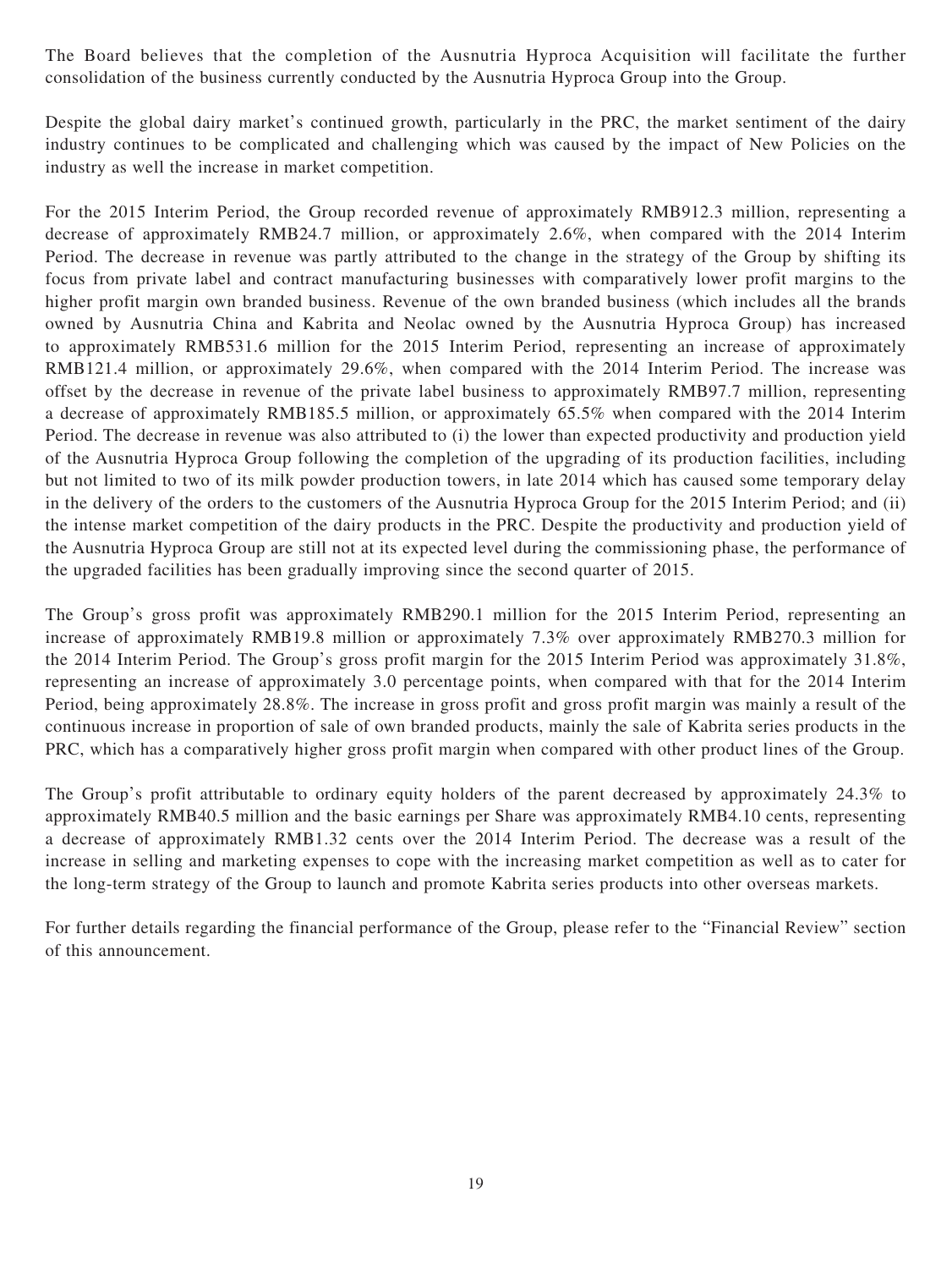The Board believes that the completion of the Ausnutria Hyproca Acquisition will facilitate the further consolidation of the business currently conducted by the Ausnutria Hyproca Group into the Group.

Despite the global dairy market's continued growth, particularly in the PRC, the market sentiment of the dairy industry continues to be complicated and challenging which was caused by the impact of New Policies on the industry as well the increase in market competition.

For the 2015 Interim Period, the Group recorded revenue of approximately RMB912.3 million, representing a decrease of approximately RMB24.7 million, or approximately 2.6%, when compared with the 2014 Interim Period. The decrease in revenue was partly attributed to the change in the strategy of the Group by shifting its focus from private label and contract manufacturing businesses with comparatively lower profit margins to the higher profit margin own branded business. Revenue of the own branded business (which includes all the brands owned by Ausnutria China and Kabrita and Neolac owned by the Ausnutria Hyproca Group) has increased to approximately RMB531.6 million for the 2015 Interim Period, representing an increase of approximately RMB121.4 million, or approximately 29.6%, when compared with the 2014 Interim Period. The increase was offset by the decrease in revenue of the private label business to approximately RMB97.7 million, representing a decrease of approximately RMB185.5 million, or approximately 65.5% when compared with the 2014 Interim Period. The decrease in revenue was also attributed to (i) the lower than expected productivity and production yield of the Ausnutria Hyproca Group following the completion of the upgrading of its production facilities, including but not limited to two of its milk powder production towers, in late 2014 which has caused some temporary delay in the delivery of the orders to the customers of the Ausnutria Hyproca Group for the 2015 Interim Period; and (ii) the intense market competition of the dairy products in the PRC. Despite the productivity and production yield of the Ausnutria Hyproca Group are still not at its expected level during the commissioning phase, the performance of the upgraded facilities has been gradually improving since the second quarter of 2015.

The Group's gross profit was approximately RMB290.1 million for the 2015 Interim Period, representing an increase of approximately RMB19.8 million or approximately 7.3% over approximately RMB270.3 million for the 2014 Interim Period. The Group's gross profit margin for the 2015 Interim Period was approximately 31.8%, representing an increase of approximately 3.0 percentage points, when compared with that for the 2014 Interim Period, being approximately 28.8%. The increase in gross profit and gross profit margin was mainly a result of the continuous increase in proportion of sale of own branded products, mainly the sale of Kabrita series products in the PRC, which has a comparatively higher gross profit margin when compared with other product lines of the Group.

The Group's profit attributable to ordinary equity holders of the parent decreased by approximately 24.3% to approximately RMB40.5 million and the basic earnings per Share was approximately RMB4.10 cents, representing a decrease of approximately RMB1.32 cents over the 2014 Interim Period. The decrease was a result of the increase in selling and marketing expenses to cope with the increasing market competition as well as to cater for the long-term strategy of the Group to launch and promote Kabrita series products into other overseas markets.

For further details regarding the financial performance of the Group, please refer to the "Financial Review" section of this announcement.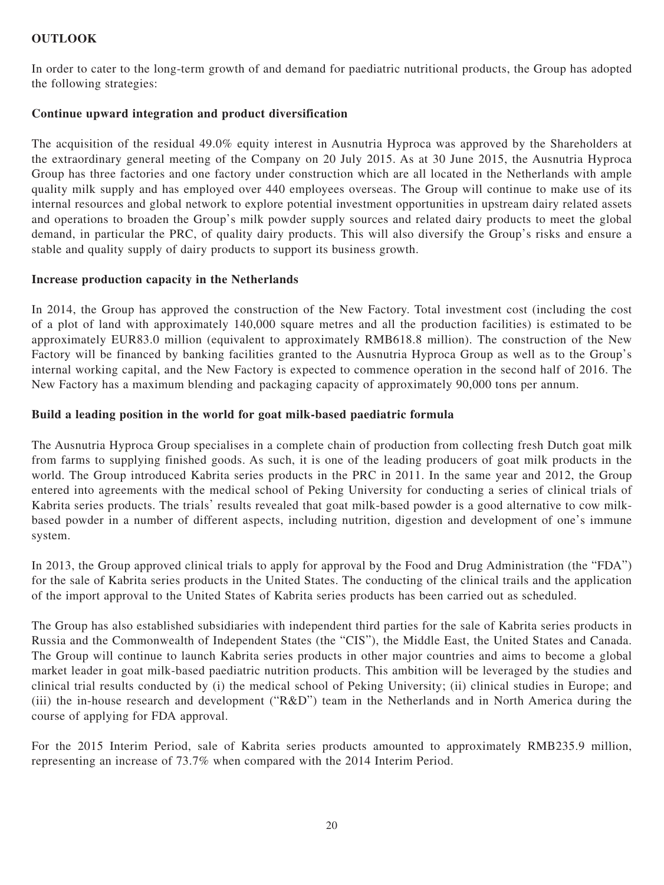## OUTLOOK

In order to cater to the long-term growth of and demand for paediatric nutritional products, the Group has adopted the following strategies:

### Continue upward integration and product diversification

The acquisition of the residual 49.0% equity interest in Ausnutria Hyproca was approved by the Shareholders at the extraordinary general meeting of the Company on 20 July 2015. As at 30 June 2015, the Ausnutria Hyproca Group has three factories and one factory under construction which are all located in the Netherlands with ample quality milk supply and has employed over 440 employees overseas. The Group will continue to make use of its internal resources and global network to explore potential investment opportunities in upstream dairy related assets and operations to broaden the Group's milk powder supply sources and related dairy products to meet the global demand, in particular the PRC, of quality dairy products. This will also diversify the Group's risks and ensure a stable and quality supply of dairy products to support its business growth.

### Increase production capacity in the Netherlands

In 2014, the Group has approved the construction of the New Factory. Total investment cost (including the cost of a plot of land with approximately 140,000 square metres and all the production facilities) is estimated to be approximately EUR83.0 million (equivalent to approximately RMB618.8 million). The construction of the New Factory will be financed by banking facilities granted to the Ausnutria Hyproca Group as well as to the Group's internal working capital, and the New Factory is expected to commence operation in the second half of 2016. The New Factory has a maximum blending and packaging capacity of approximately 90,000 tons per annum.

### Build a leading position in the world for goat milk-based paediatric formula

The Ausnutria Hyproca Group specialises in a complete chain of production from collecting fresh Dutch goat milk from farms to supplying finished goods. As such, it is one of the leading producers of goat milk products in the world. The Group introduced Kabrita series products in the PRC in 2011. In the same year and 2012, the Group entered into agreements with the medical school of Peking University for conducting a series of clinical trials of Kabrita series products. The trials' results revealed that goat milk-based powder is a good alternative to cow milk-based powder in a number of different aspects, including nutrition, digestion and development of one's immune system.

In 2013, the Group approved clinical trials to apply for approval by the Food and Drug Administration (the "FDA") for the sale of Kabrita series products in the United States. The conducting of the clinical trails and the application of the import approval to the United States of Kabrita series products has been carried out as scheduled.

The Group has also established subsidiaries with independent third parties for the sale of Kabrita series products in Russia and the Commonwealth of Independent States (the "CIS"), the Middle East, the United States and Canada. The Group will continue to launch Kabrita series products in other major countries and aims to become a global market leader in goat milk-based paediatric nutrition products. This ambition will be leveraged by the studies and clinical trial results conducted by (i) the medical school of Peking University; (ii) clinical studies in Europe; and (iii) the in-house research and development ("R&D") team in the Netherlands and in North America during the course of applying for FDA approval.

For the 2015 Interim Period, sale of Kabrita series products amounted to approximately RMB235.9 million, representing an increase of 73.7% when compared with the 2014 Interim Period.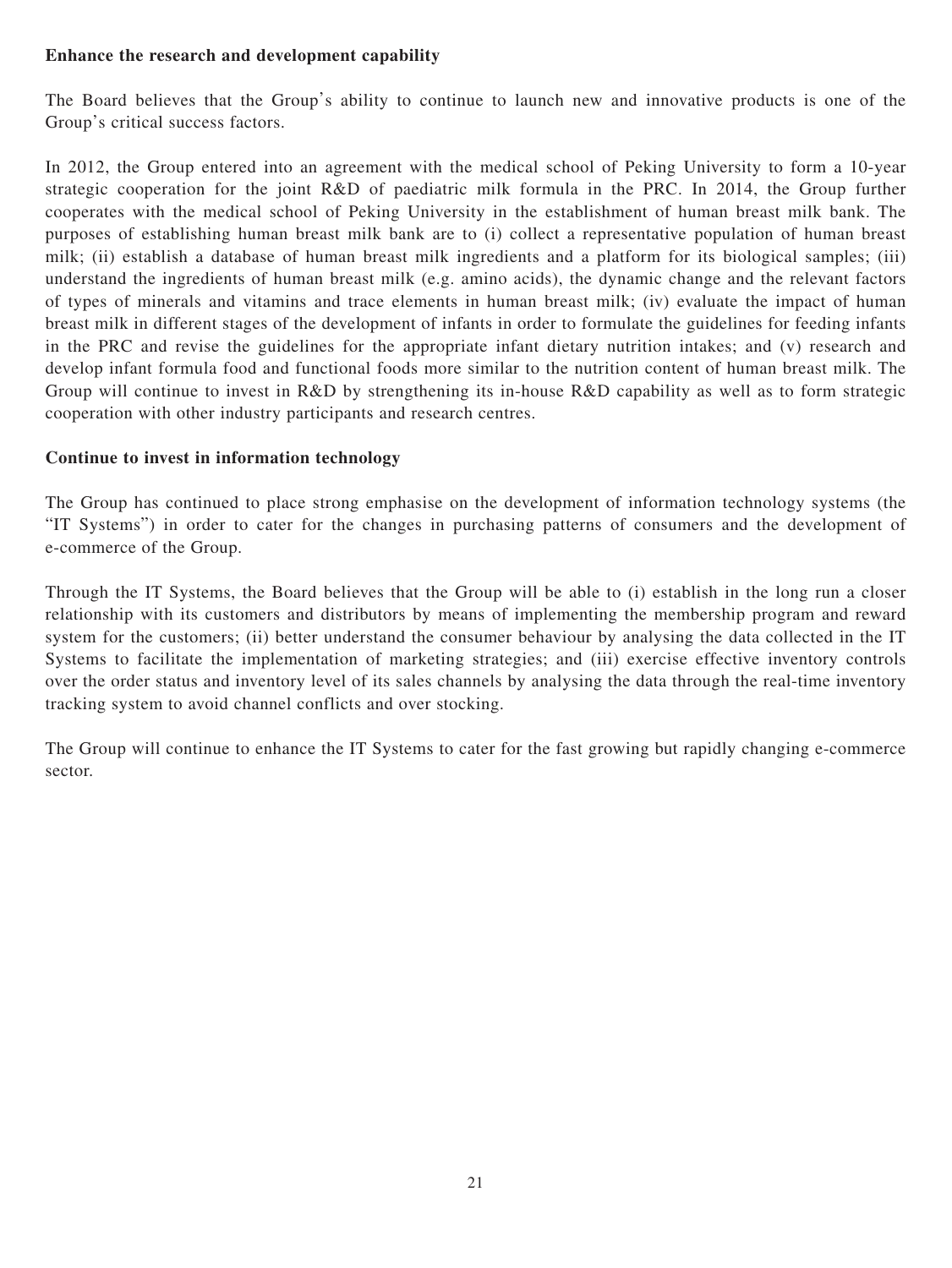**Enhance the research and development capability**

The Board believes that the Group's ability to continue to launch new and innovative products is one of the Group's critical success factors.

In 2012, the Group entered into an agreement with the medical school of Peking University to form a 10-year strategic cooperation for the joint R&D of paediatric milk formula in the PRC. In 2014, the Group further cooperates with the medical school of Peking University in the establishment of human breast milk bank. The purposes of establishing human breast milk bank are to (i) collect a representative population of human breast milk; (ii) establish a database of human breast milk ingredients and a platform for its biological samples; (iii) understand the ingredients of human breast milk (e.g. amino acids), the dynamic change and the relevant factors of types of minerals and vitamins and trace elements in human breast milk; (iv) evaluate the impact of human breast milk in different stages of the development of infants in order to formulate the guidelines for feeding infants in the PRC and revise the guidelines for the appropriate infant dietary nutrition intakes; and (v) research and develop infant formula food and functional foods more similar to the nutrition content of human breast milk. The Group will continue to invest in R&D by strengthening its in-house R&D capability as well as to form strategic cooperation with other industry participants and research centres.

**Continue to invest in information technology**

The Group has continued to place strong emphasise on the development of information technology systems (the "IT Systems") in order to cater for the changes in purchasing patterns of consumers and the development of e-commerce of the Group.

Through the IT Systems, the Board believes that the Group will be able to (i) establish in the long run a closer relationship with its customers and distributors by means of implementing the membership program and reward system for the customers; (ii) better understand the consumer behaviour by analysing the data collected in the IT Systems to facilitate the implementation of marketing strategies; and (iii) exercise effective inventory controls over the order status and inventory level of its sales channels by analysing the data through the real-time inventory tracking system to avoid channel conflicts and over stocking.

The Group will continue to enhance the IT Systems to cater for the fast growing but rapidly changing e-commerce sector.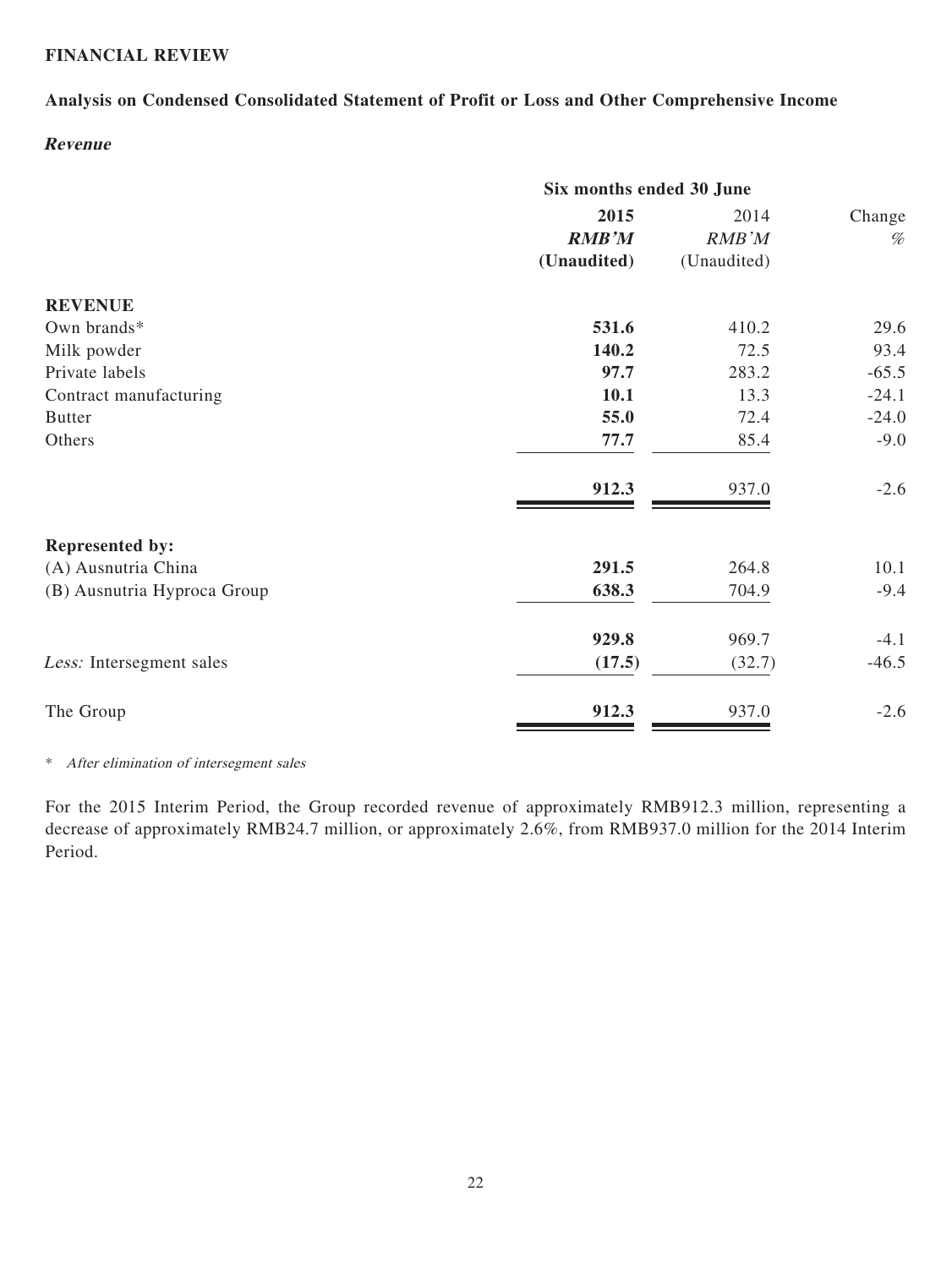## FINANCIAL REVIEW

### Analysis on Condensed Consolidated Statement of Profit or Loss and Other Comprehensive Income

#### *Revenue*

| | Six months ended 30 June | | |
|---|---|---|---|
| | **2015** | 2014 | Change |
| | ***RMB'M*** | *RMB'M* | *%* |
| | **(Unaudited)** | (Unaudited) | |
| **REVENUE** | | | |
| Own brands* | **531.6** | 410.2 | 29.6 |
| Milk powder | **140.2** | 72.5 | 93.4 |
| Private labels | **97.7** | 283.2 | -65.5 |
| Contract manufacturing | **10.1** | 13.3 | -24.1 |
| Butter | **55.0** | 72.4 | -24.0 |
| Others | **77.7** | 85.4 | -9.0 |
| | **912.3** | 937.0 | -2.6 |
| **Represented by:** | | | |
| (A) Ausnutria China | **291.5** | 264.8 | 10.1 |
| (B) Ausnutria Hyproca Group | **638.3** | 704.9 | -9.4 |
| | **929.8** | 969.7 | -4.1 |
| *Less:* Intersegment sales | **(17.5)** | (32.7) | -46.5 |
| The Group | **912.3** | 937.0 | -2.6 |

\* *After elimination of intersegment sales*

For the 2015 Interim Period, the Group recorded revenue of approximately RMB912.3 million, representing a decrease of approximately RMB24.7 million, or approximately 2.6%, from RMB937.0 million for the 2014 Interim Period.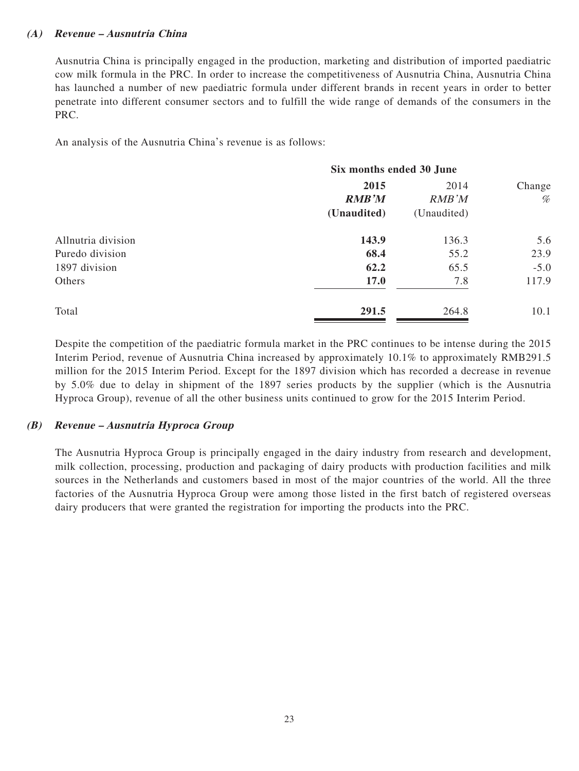#### *(A) Revenue – Ausnutria China*

Ausnutria China is principally engaged in the production, marketing and distribution of imported paediatric cow milk formula in the PRC. In order to increase the competitiveness of Ausnutria China, Ausnutria China has launched a number of new paediatric formula under different brands in recent years in order to better penetrate into different consumer sectors and to fulfill the wide range of demands of the consumers in the PRC.

An analysis of the Ausnutria China's revenue is as follows:

| | Six months ended 30 June | | |
|---|---|---|---|
| | **2015** | 2014 | Change |
| | ***RMB'M*** | *RMB'M* | *%* |
| | **(Unaudited)** | (Unaudited) | |
| Allnutria division | **143.9** | 136.3 | 5.6 |
| Puredo division | **68.4** | 55.2 | 23.9 |
| 1897 division | **62.2** | 65.5 | -5.0 |
| Others | **17.0** | 7.8 | 117.9 |
| Total | **291.5** | 264.8 | 10.1 |

Despite the competition of the paediatric formula market in the PRC continues to be intense during the 2015 Interim Period, revenue of Ausnutria China increased by approximately 10.1% to approximately RMB291.5 million for the 2015 Interim Period. Except for the 1897 division which has recorded a decrease in revenue by 5.0% due to delay in shipment of the 1897 series products by the supplier (which is the Ausnutria Hyproca Group), revenue of all the other business units continued to grow for the 2015 Interim Period.

#### *(B) Revenue – Ausnutria Hyproca Group*

The Ausnutria Hyproca Group is principally engaged in the dairy industry from research and development, milk collection, processing, production and packaging of dairy products with production facilities and milk sources in the Netherlands and customers based in most of the major countries of the world. All the three factories of the Ausnutria Hyproca Group were among those listed in the first batch of registered overseas dairy producers that were granted the registration for importing the products into the PRC.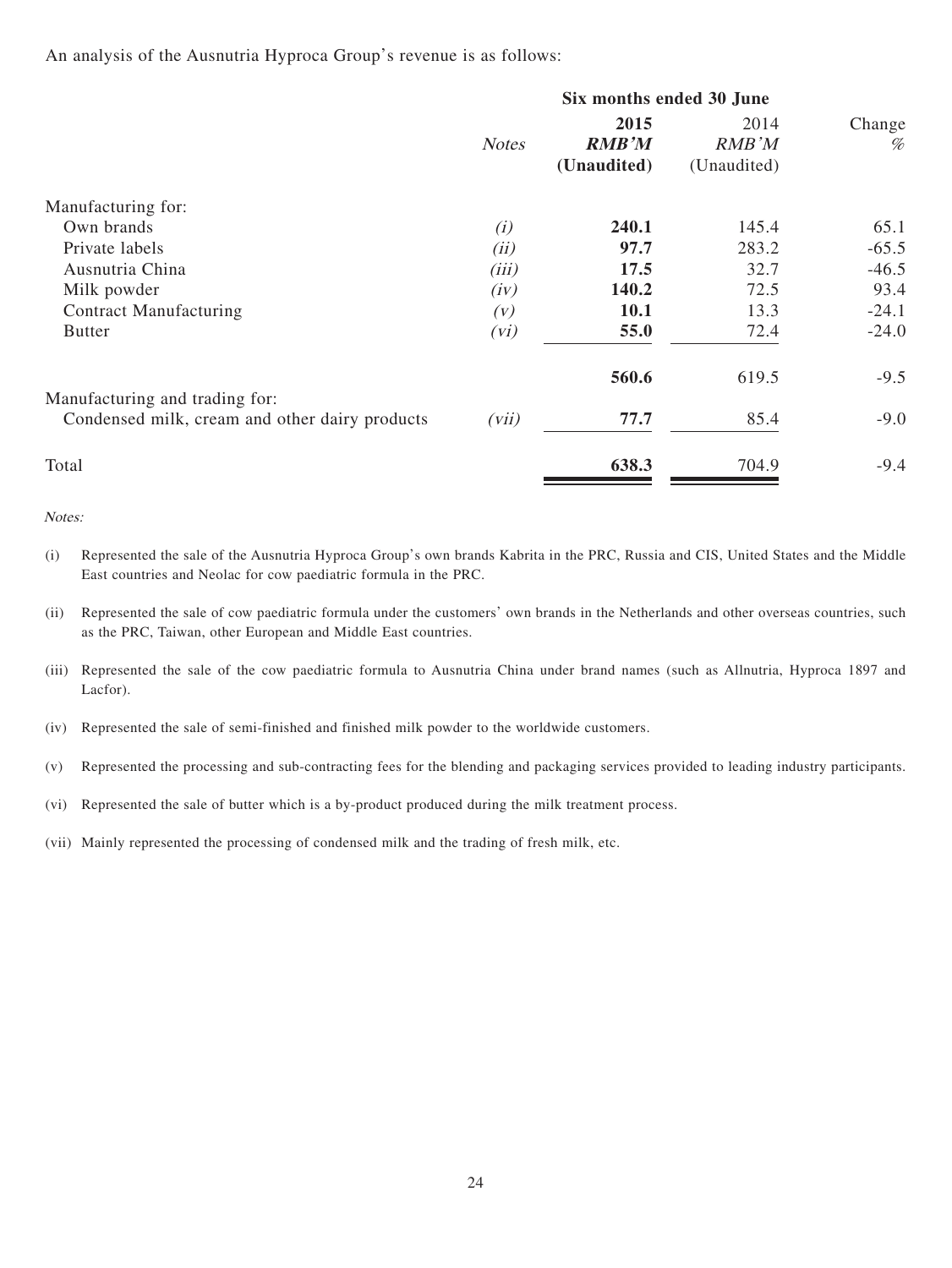An analysis of the Ausnutria Hyproca Group's revenue is as follows:

| | Notes | Six months ended 30 June | | |
|---|---|---|---|---|
| | | **2015** | 2014 | Change |
| | | ***RMB'M*** | *RMB'M* | *%* |
| | | **(Unaudited)** | (Unaudited) | |
| Manufacturing for: | | | | |
| Own brands | *(i)* | **240.1** | 145.4 | 65.1 |
| Private labels | *(ii)* | **97.7** | 283.2 | -65.5 |
| Ausnutria China | *(iii)* | **17.5** | 32.7 | -46.5 |
| Milk powder | *(iv)* | **140.2** | 72.5 | 93.4 |
| Contract Manufacturing | *(v)* | **10.1** | 13.3 | -24.1 |
| Butter | *(vi)* | **55.0** | 72.4 | -24.0 |
| | | **560.6** | 619.5 | -9.5 |
| Manufacturing and trading for: | | | | |
| Condensed milk, cream and other dairy products | *(vii)* | **77.7** | 85.4 | -9.0 |
| Total | | **638.3** | 704.9 | -9.4 |

*Notes:*

(i) Represented the sale of the Ausnutria Hyproca Group's own brands Kabrita in the PRC, Russia and CIS, United States and the Middle East countries and Neolac for cow paediatric formula in the PRC.

(ii) Represented the sale of cow paediatric formula under the customers' own brands in the Netherlands and other overseas countries, such as the PRC, Taiwan, other European and Middle East countries.

(iii) Represented the sale of the cow paediatric formula to Ausnutria China under brand names (such as Allnutria, Hyproca 1897 and Lacfor).

(iv) Represented the sale of semi-finished and finished milk powder to the worldwide customers.

(v) Represented the processing and sub-contracting fees for the blending and packaging services provided to leading industry participants.

(vi) Represented the sale of butter which is a by-product produced during the milk treatment process.

(vii) Mainly represented the processing of condensed milk and the trading of fresh milk, etc.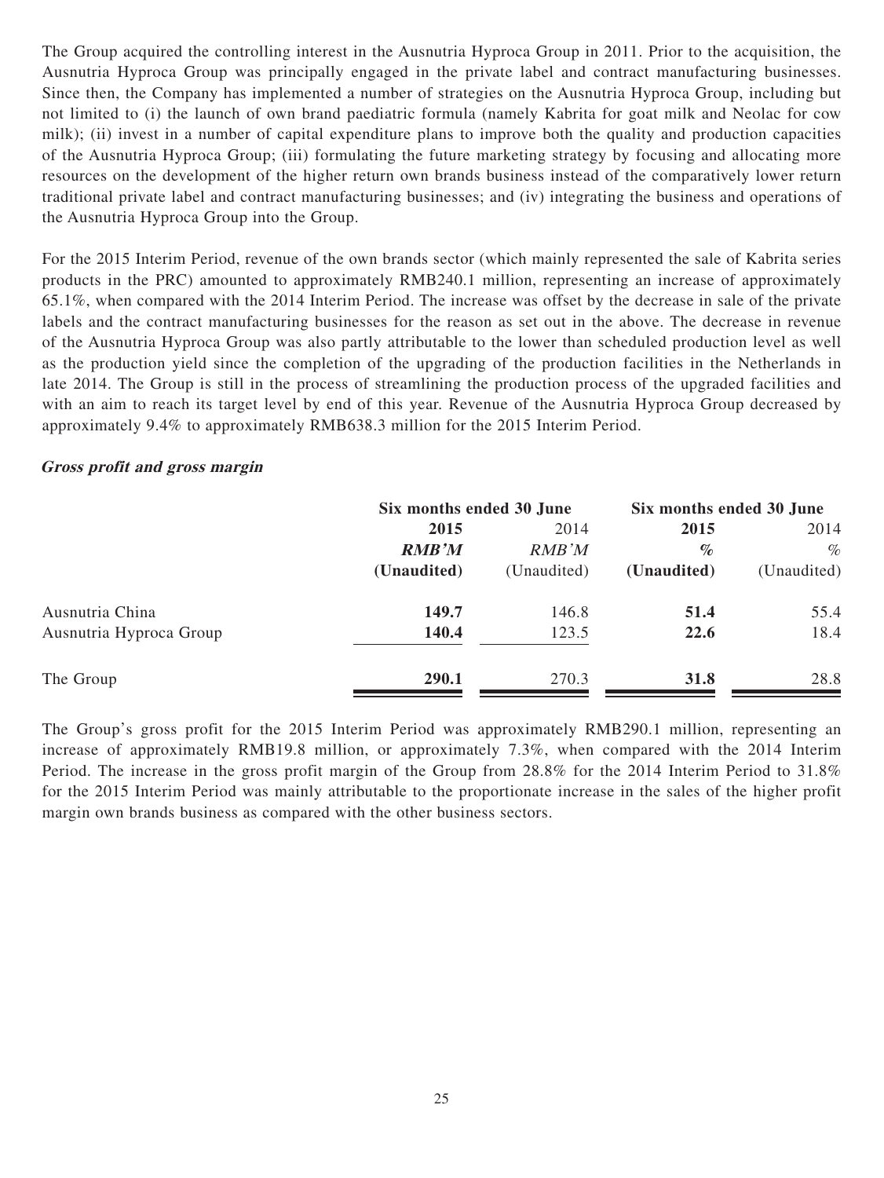The Group acquired the controlling interest in the Ausnutria Hyproca Group in 2011. Prior to the acquisition, the Ausnutria Hyproca Group was principally engaged in the private label and contract manufacturing businesses. Since then, the Company has implemented a number of strategies on the Ausnutria Hyproca Group, including but not limited to (i) the launch of own brand paediatric formula (namely Kabrita for goat milk and Neolac for cow milk); (ii) invest in a number of capital expenditure plans to improve both the quality and production capacities of the Ausnutria Hyproca Group; (iii) formulating the future marketing strategy by focusing and allocating more resources on the development of the higher return own brands business instead of the comparatively lower return traditional private label and contract manufacturing businesses; and (iv) integrating the business and operations of the Ausnutria Hyproca Group into the Group.

For the 2015 Interim Period, revenue of the own brands sector (which mainly represented the sale of Kabrita series products in the PRC) amounted to approximately RMB240.1 million, representing an increase of approximately 65.1%, when compared with the 2014 Interim Period. The increase was offset by the decrease in sale of the private labels and the contract manufacturing businesses for the reason as set out in the above. The decrease in revenue of the Ausnutria Hyproca Group was also partly attributable to the lower than scheduled production level as well as the production yield since the completion of the upgrading of the production facilities in the Netherlands in late 2014. The Group is still in the process of streamlining the production process of the upgraded facilities and with an aim to reach its target level by end of this year. Revenue of the Ausnutria Hyproca Group decreased by approximately 9.4% to approximately RMB638.3 million for the 2015 Interim Period.

#### *Gross profit and gross margin*

| | Six months ended 30 June | | Six months ended 30 June | |
|---|---|---|---|---|
| | **2015** | 2014 | **2015** | 2014 |
| | ***RMB'M*** | *RMB'M* | ***%*** | *%* |
| | **(Unaudited)** | (Unaudited) | **(Unaudited)** | (Unaudited) |
| Ausnutria China | **149.7** | 146.8 | **51.4** | 55.4 |
| Ausnutria Hyproca Group | **140.4** | 123.5 | **22.6** | 18.4 |
| The Group | **290.1** | 270.3 | **31.8** | 28.8 |

The Group's gross profit for the 2015 Interim Period was approximately RMB290.1 million, representing an increase of approximately RMB19.8 million, or approximately 7.3%, when compared with the 2014 Interim Period. The increase in the gross profit margin of the Group from 28.8% for the 2014 Interim Period to 31.8% for the 2015 Interim Period was mainly attributable to the proportionate increase in the sales of the higher profit margin own brands business as compared with the other business sectors.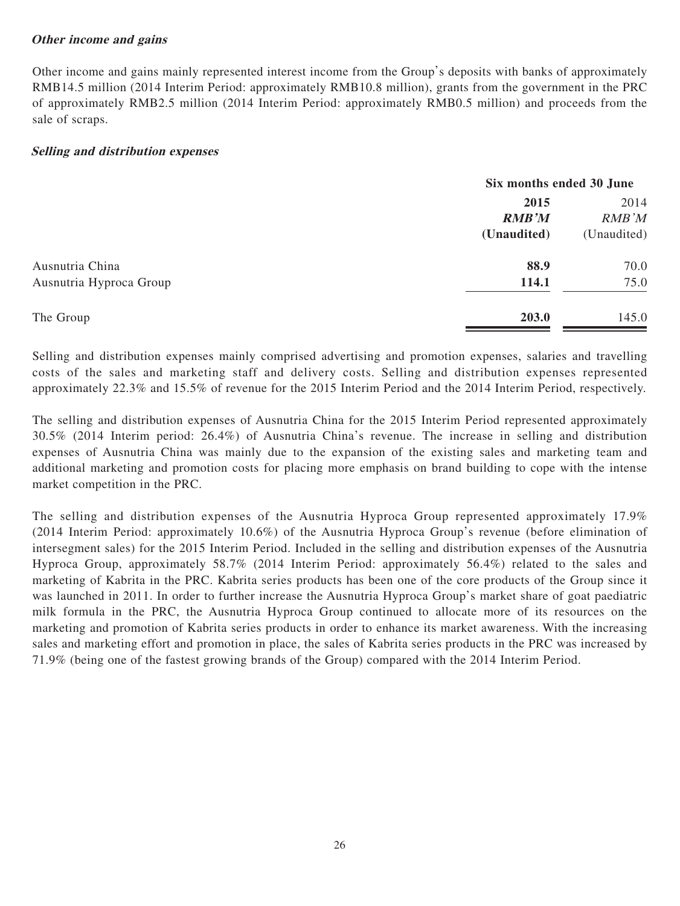#### ***Other income and gains***

Other income and gains mainly represented interest income from the Group's deposits with banks of approximately RMB14.5 million (2014 Interim Period: approximately RMB10.8 million), grants from the government in the PRC of approximately RMB2.5 million (2014 Interim Period: approximately RMB0.5 million) and proceeds from the sale of scraps.

#### ***Selling and distribution expenses***

| | Six months ended 30 June | |
|---|---|---|
| | **2015** | 2014 |
| | ***RMB'M*** | *RMB'M* |
| | **(Unaudited)** | (Unaudited) |
| Ausnutria China | **88.9** | 70.0 |
| Ausnutria Hyproca Group | **114.1** | 75.0 |
| The Group | **203.0** | 145.0 |

Selling and distribution expenses mainly comprised advertising and promotion expenses, salaries and travelling costs of the sales and marketing staff and delivery costs. Selling and distribution expenses represented approximately 22.3% and 15.5% of revenue for the 2015 Interim Period and the 2014 Interim Period, respectively.

The selling and distribution expenses of Ausnutria China for the 2015 Interim Period represented approximately 30.5% (2014 Interim period: 26.4%) of Ausnutria China's revenue. The increase in selling and distribution expenses of Ausnutria China was mainly due to the expansion of the existing sales and marketing team and additional marketing and promotion costs for placing more emphasis on brand building to cope with the intense market competition in the PRC.

The selling and distribution expenses of the Ausnutria Hyproca Group represented approximately 17.9% (2014 Interim Period: approximately 10.6%) of the Ausnutria Hyproca Group's revenue (before elimination of intersegment sales) for the 2015 Interim Period. Included in the selling and distribution expenses of the Ausnutria Hyproca Group, approximately 58.7% (2014 Interim Period: approximately 56.4%) related to the sales and marketing of Kabrita in the PRC. Kabrita series products has been one of the core products of the Group since it was launched in 2011. In order to further increase the Ausnutria Hyproca Group's market share of goat paediatric milk formula in the PRC, the Ausnutria Hyproca Group continued to allocate more of its resources on the marketing and promotion of Kabrita series products in order to enhance its market awareness. With the increasing sales and marketing effort and promotion in place, the sales of Kabrita series products in the PRC was increased by 71.9% (being one of the fastest growing brands of the Group) compared with the 2014 Interim Period.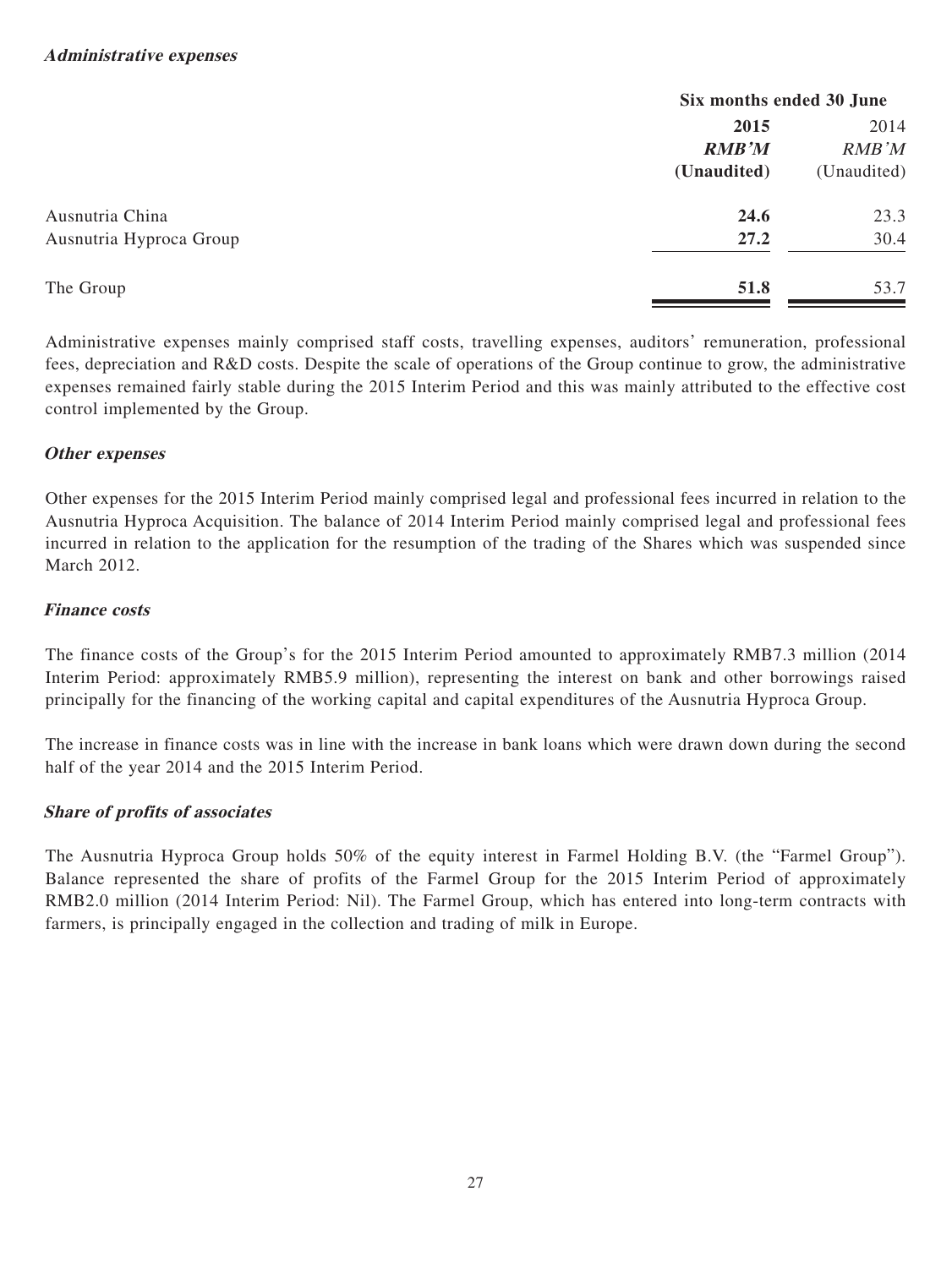#### ***Administrative expenses***

| | Six months ended 30 June | |
|---|---|---|
| | **2015** | 2014 |
| | ***RMB'M*** | *RMB'M* |
| | **(Unaudited)** | (Unaudited) |
| Ausnutria China | **24.6** | 23.3 |
| Ausnutria Hyproca Group | **27.2** | 30.4 |
| The Group | **51.8** | 53.7 |

Administrative expenses mainly comprised staff costs, travelling expenses, auditors' remuneration, professional fees, depreciation and R&D costs. Despite the scale of operations of the Group continue to grow, the administrative expenses remained fairly stable during the 2015 Interim Period and this was mainly attributed to the effective cost control implemented by the Group.

#### ***Other expenses***

Other expenses for the 2015 Interim Period mainly comprised legal and professional fees incurred in relation to the Ausnutria Hyproca Acquisition. The balance of 2014 Interim Period mainly comprised legal and professional fees incurred in relation to the application for the resumption of the trading of the Shares which was suspended since March 2012.

#### ***Finance costs***

The finance costs of the Group's for the 2015 Interim Period amounted to approximately RMB7.3 million (2014 Interim Period: approximately RMB5.9 million), representing the interest on bank and other borrowings raised principally for the financing of the working capital and capital expenditures of the Ausnutria Hyproca Group.

The increase in finance costs was in line with the increase in bank loans which were drawn down during the second half of the year 2014 and the 2015 Interim Period.

#### ***Share of profits of associates***

The Ausnutria Hyproca Group holds 50% of the equity interest in Farmel Holding B.V. (the "Farmel Group"). Balance represented the share of profits of the Farmel Group for the 2015 Interim Period of approximately RMB2.0 million (2014 Interim Period: Nil). The Farmel Group, which has entered into long-term contracts with farmers, is principally engaged in the collection and trading of milk in Europe.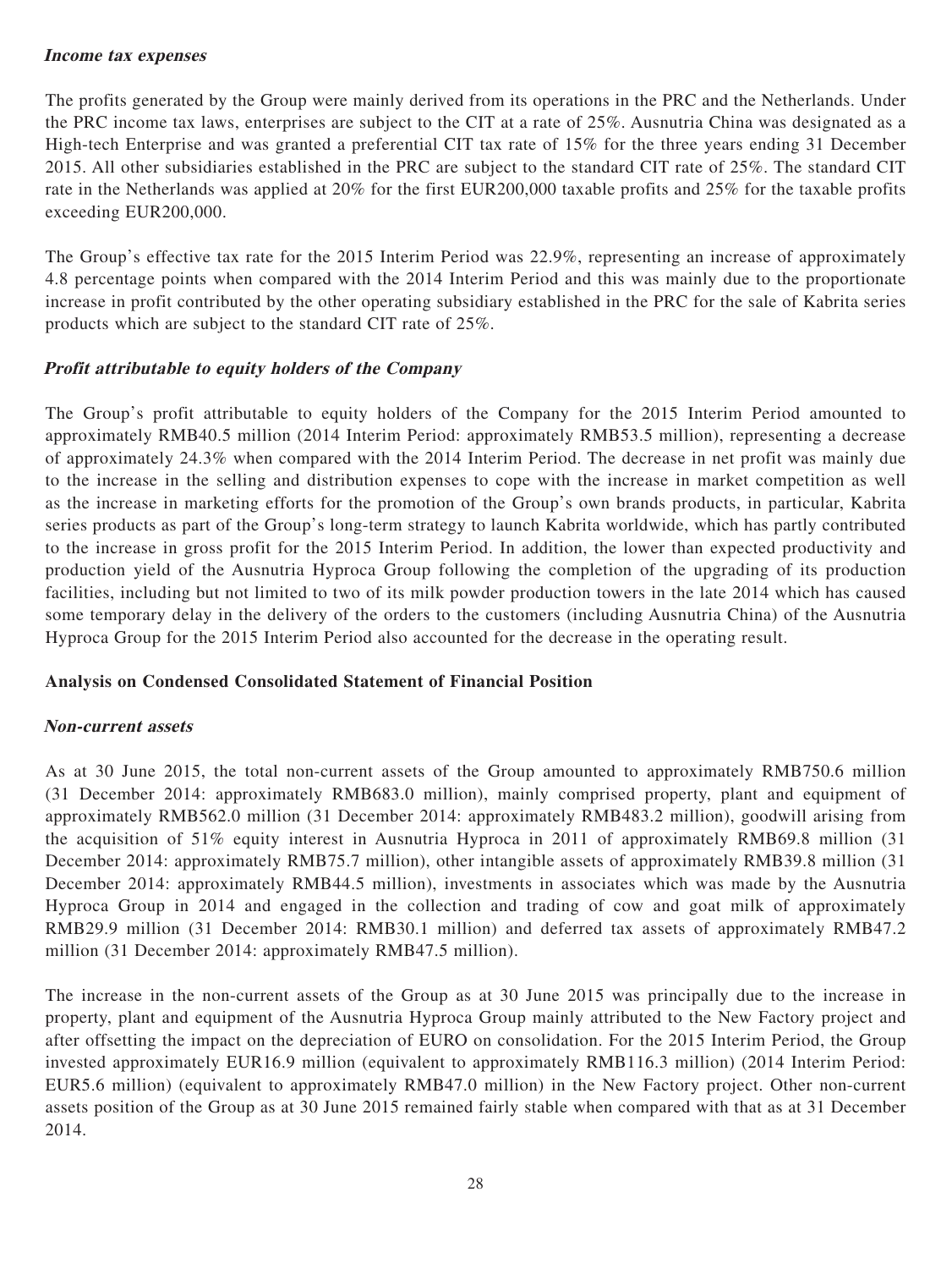***Income tax expenses***

The profits generated by the Group were mainly derived from its operations in the PRC and the Netherlands. Under the PRC income tax laws, enterprises are subject to the CIT at a rate of 25%. Ausnutria China was designated as a High-tech Enterprise and was granted a preferential CIT tax rate of 15% for the three years ending 31 December 2015. All other subsidiaries established in the PRC are subject to the standard CIT rate of 25%. The standard CIT rate in the Netherlands was applied at 20% for the first EUR200,000 taxable profits and 25% for the taxable profits exceeding EUR200,000.

The Group's effective tax rate for the 2015 Interim Period was 22.9%, representing an increase of approximately 4.8 percentage points when compared with the 2014 Interim Period and this was mainly due to the proportionate increase in profit contributed by the other operating subsidiary established in the PRC for the sale of Kabrita series products which are subject to the standard CIT rate of 25%.

***Profit attributable to equity holders of the Company***

The Group's profit attributable to equity holders of the Company for the 2015 Interim Period amounted to approximately RMB40.5 million (2014 Interim Period: approximately RMB53.5 million), representing a decrease of approximately 24.3% when compared with the 2014 Interim Period. The decrease in net profit was mainly due to the increase in the selling and distribution expenses to cope with the increase in market competition as well as the increase in marketing efforts for the promotion of the Group's own brands products, in particular, Kabrita series products as part of the Group's long-term strategy to launch Kabrita worldwide, which has partly contributed to the increase in gross profit for the 2015 Interim Period. In addition, the lower than expected productivity and production yield of the Ausnutria Hyproca Group following the completion of the upgrading of its production facilities, including but not limited to two of its milk powder production towers in the late 2014 which has caused some temporary delay in the delivery of the orders to the customers (including Ausnutria China) of the Ausnutria Hyproca Group for the 2015 Interim Period also accounted for the decrease in the operating result.

**Analysis on Condensed Consolidated Statement of Financial Position**

***Non-current assets***

As at 30 June 2015, the total non-current assets of the Group amounted to approximately RMB750.6 million (31 December 2014: approximately RMB683.0 million), mainly comprised property, plant and equipment of approximately RMB562.0 million (31 December 2014: approximately RMB483.2 million), goodwill arising from the acquisition of 51% equity interest in Ausnutria Hyproca in 2011 of approximately RMB69.8 million (31 December 2014: approximately RMB75.7 million), other intangible assets of approximately RMB39.8 million (31 December 2014: approximately RMB44.5 million), investments in associates which was made by the Ausnutria Hyproca Group in 2014 and engaged in the collection and trading of cow and goat milk of approximately RMB29.9 million (31 December 2014: RMB30.1 million) and deferred tax assets of approximately RMB47.2 million (31 December 2014: approximately RMB47.5 million).

The increase in the non-current assets of the Group as at 30 June 2015 was principally due to the increase in property, plant and equipment of the Ausnutria Hyproca Group mainly attributed to the New Factory project and after offsetting the impact on the depreciation of EURO on consolidation. For the 2015 Interim Period, the Group invested approximately EUR16.9 million (equivalent to approximately RMB116.3 million) (2014 Interim Period: EUR5.6 million) (equivalent to approximately RMB47.0 million) in the New Factory project. Other non-current assets position of the Group as at 30 June 2015 remained fairly stable when compared with that as at 31 December 2014.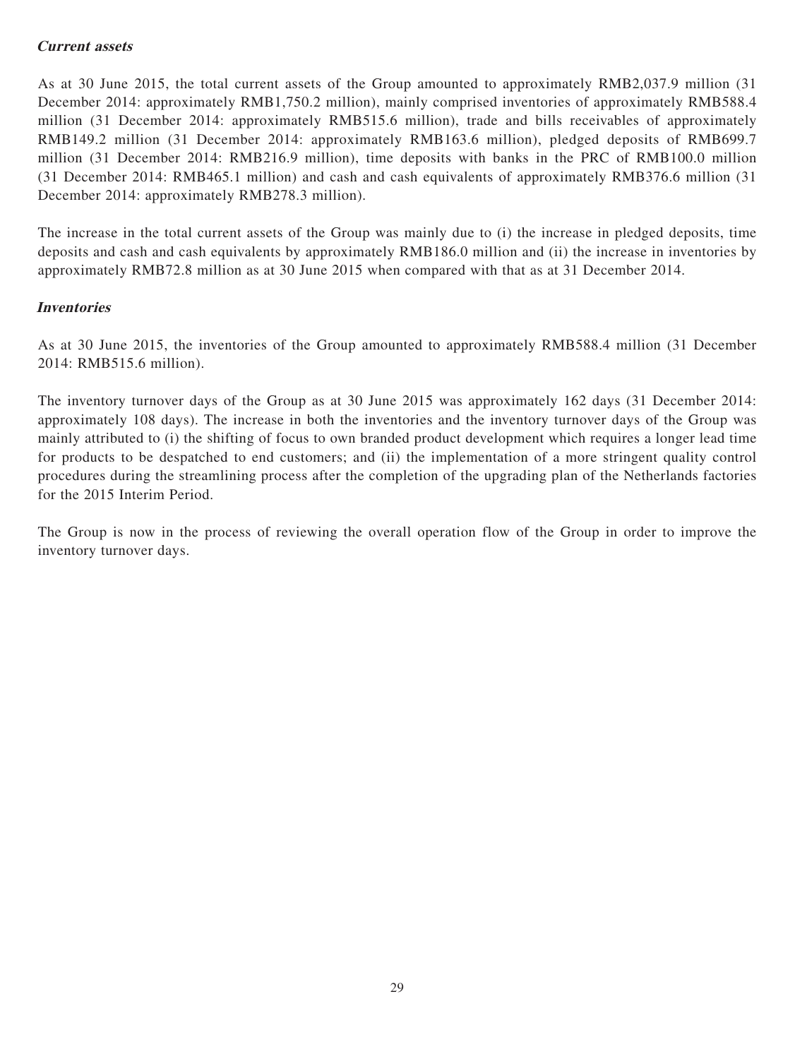***Current assets***

As at 30 June 2015, the total current assets of the Group amounted to approximately RMB2,037.9 million (31 December 2014: approximately RMB1,750.2 million), mainly comprised inventories of approximately RMB588.4 million (31 December 2014: approximately RMB515.6 million), trade and bills receivables of approximately RMB149.2 million (31 December 2014: approximately RMB163.6 million), pledged deposits of RMB699.7 million (31 December 2014: RMB216.9 million), time deposits with banks in the PRC of RMB100.0 million (31 December 2014: RMB465.1 million) and cash and cash equivalents of approximately RMB376.6 million (31 December 2014: approximately RMB278.3 million).

The increase in the total current assets of the Group was mainly due to (i) the increase in pledged deposits, time deposits and cash and cash equivalents by approximately RMB186.0 million and (ii) the increase in inventories by approximately RMB72.8 million as at 30 June 2015 when compared with that as at 31 December 2014.

***Inventories***

As at 30 June 2015, the inventories of the Group amounted to approximately RMB588.4 million (31 December 2014: RMB515.6 million).

The inventory turnover days of the Group as at 30 June 2015 was approximately 162 days (31 December 2014: approximately 108 days). The increase in both the inventories and the inventory turnover days of the Group was mainly attributed to (i) the shifting of focus to own branded product development which requires a longer lead time for products to be despatched to end customers; and (ii) the implementation of a more stringent quality control procedures during the streamlining process after the completion of the upgrading plan of the Netherlands factories for the 2015 Interim Period.

The Group is now in the process of reviewing the overall operation flow of the Group in order to improve the inventory turnover days.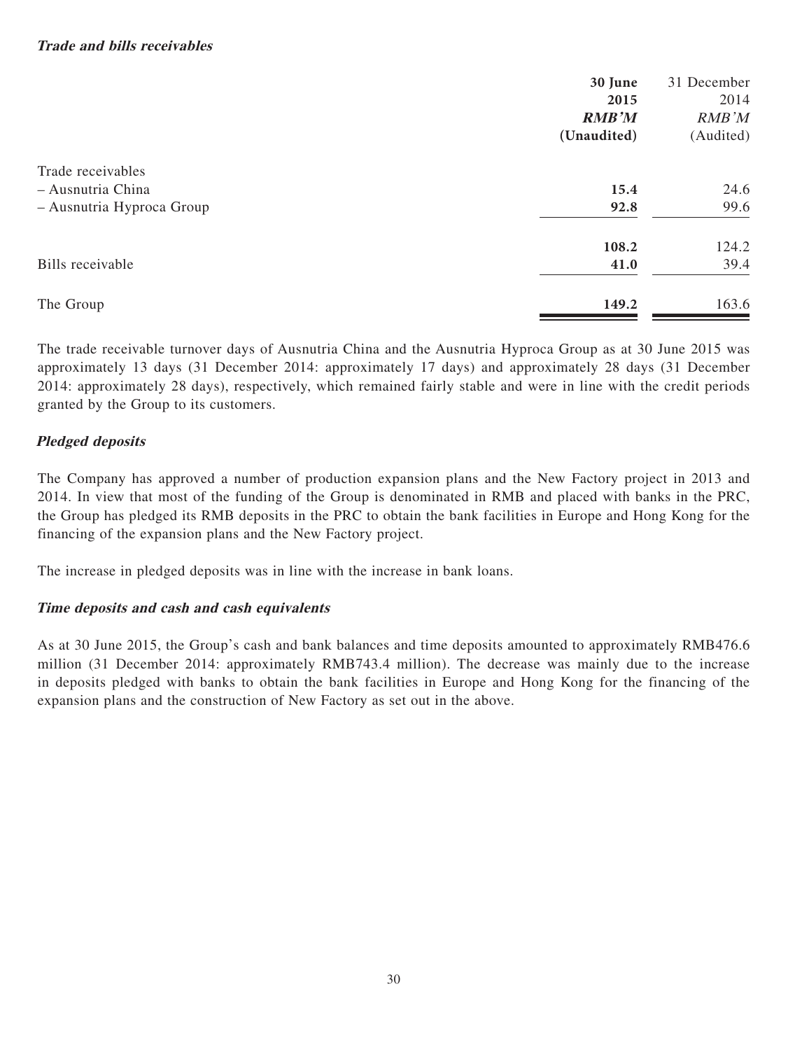***Trade and bills receivables***

| | 30 June 2015 RMB'M (Unaudited) | 31 December 2014 RMB'M (Audited) |
|---|---|---|
| Trade receivables | | |
| – Ausnutria China | **15.4** | 24.6 |
| – Ausnutria Hyproca Group | **92.8** | 99.6 |
| | **108.2** | 124.2 |
| Bills receivable | **41.0** | 39.4 |
| The Group | **149.2** | 163.6 |

The trade receivable turnover days of Ausnutria China and the Ausnutria Hyproca Group as at 30 June 2015 was approximately 13 days (31 December 2014: approximately 17 days) and approximately 28 days (31 December 2014: approximately 28 days), respectively, which remained fairly stable and were in line with the credit periods granted by the Group to its customers.

***Pledged deposits***

The Company has approved a number of production expansion plans and the New Factory project in 2013 and 2014. In view that most of the funding of the Group is denominated in RMB and placed with banks in the PRC, the Group has pledged its RMB deposits in the PRC to obtain the bank facilities in Europe and Hong Kong for the financing of the expansion plans and the New Factory project.

The increase in pledged deposits was in line with the increase in bank loans.

***Time deposits and cash and cash equivalents***

As at 30 June 2015, the Group's cash and bank balances and time deposits amounted to approximately RMB476.6 million (31 December 2014: approximately RMB743.4 million). The decrease was mainly due to the increase in deposits pledged with banks to obtain the bank facilities in Europe and Hong Kong for the financing of the expansion plans and the construction of New Factory as set out in the above.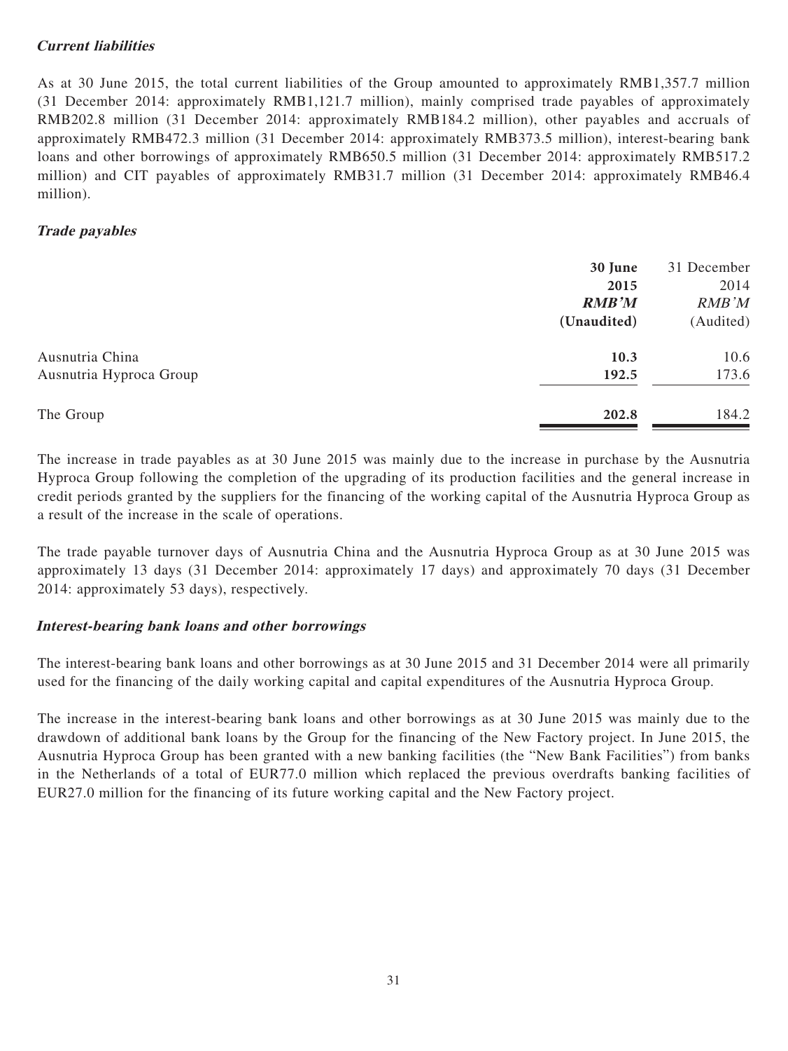***Current liabilities***

As at 30 June 2015, the total current liabilities of the Group amounted to approximately RMB1,357.7 million (31 December 2014: approximately RMB1,121.7 million), mainly comprised trade payables of approximately RMB202.8 million (31 December 2014: approximately RMB184.2 million), other payables and accruals of approximately RMB472.3 million (31 December 2014: approximately RMB373.5 million), interest-bearing bank loans and other borrowings of approximately RMB650.5 million (31 December 2014: approximately RMB517.2 million) and CIT payables of approximately RMB31.7 million (31 December 2014: approximately RMB46.4 million).

***Trade payables***

| | **30 June 2015** | 31 December 2014 |
|---|---|---|
| | ***RMB'M*** | *RMB'M* |
| | **(Unaudited)** | (Audited) |
| Ausnutria China | **10.3** | 10.6 |
| Ausnutria Hyproca Group | **192.5** | 173.6 |
| The Group | **202.8** | 184.2 |

The increase in trade payables as at 30 June 2015 was mainly due to the increase in purchase by the Ausnutria Hyproca Group following the completion of the upgrading of its production facilities and the general increase in credit periods granted by the suppliers for the financing of the working capital of the Ausnutria Hyproca Group as a result of the increase in the scale of operations.

The trade payable turnover days of Ausnutria China and the Ausnutria Hyproca Group as at 30 June 2015 was approximately 13 days (31 December 2014: approximately 17 days) and approximately 70 days (31 December 2014: approximately 53 days), respectively.

***Interest-bearing bank loans and other borrowings***

The interest-bearing bank loans and other borrowings as at 30 June 2015 and 31 December 2014 were all primarily used for the financing of the daily working capital and capital expenditures of the Ausnutria Hyproca Group.

The increase in the interest-bearing bank loans and other borrowings as at 30 June 2015 was mainly due to the drawdown of additional bank loans by the Group for the financing of the New Factory project. In June 2015, the Ausnutria Hyproca Group has been granted with a new banking facilities (the "New Bank Facilities") from banks in the Netherlands of a total of EUR77.0 million which replaced the previous overdrafts banking facilities of EUR27.0 million for the financing of its future working capital and the New Factory project.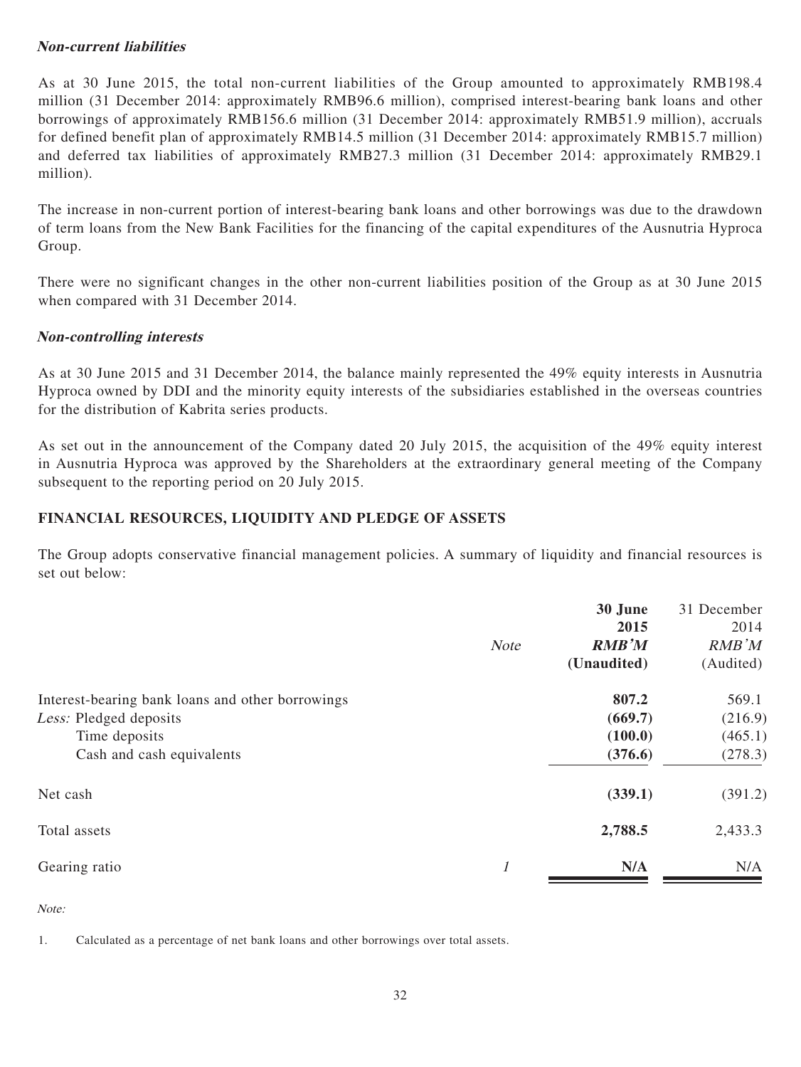***Non-current liabilities***

As at 30 June 2015, the total non-current liabilities of the Group amounted to approximately RMB198.4 million (31 December 2014: approximately RMB96.6 million), comprised interest-bearing bank loans and other borrowings of approximately RMB156.6 million (31 December 2014: approximately RMB51.9 million), accruals for defined benefit plan of approximately RMB14.5 million (31 December 2014: approximately RMB15.7 million) and deferred tax liabilities of approximately RMB27.3 million (31 December 2014: approximately RMB29.1 million).

The increase in non-current portion of interest-bearing bank loans and other borrowings was due to the drawdown of term loans from the New Bank Facilities for the financing of the capital expenditures of the Ausnutria Hyproca Group.

There were no significant changes in the other non-current liabilities position of the Group as at 30 June 2015 when compared with 31 December 2014.

***Non-controlling interests***

As at 30 June 2015 and 31 December 2014, the balance mainly represented the 49% equity interests in Ausnutria Hyproca owned by DDI and the minority equity interests of the subsidiaries established in the overseas countries for the distribution of Kabrita series products.

As set out in the announcement of the Company dated 20 July 2015, the acquisition of the 49% equity interest in Ausnutria Hyproca was approved by the Shareholders at the extraordinary general meeting of the Company subsequent to the reporting period on 20 July 2015.

## FINANCIAL RESOURCES, LIQUIDITY AND PLEDGE OF ASSETS

The Group adopts conservative financial management policies. A summary of liquidity and financial resources is set out below:

| | *Note* | **30 June 2015** ***RMB'M*** **(Unaudited)** | 31 December 2014 *RMB'M* (Audited) |
|---|---|---|---|
| Interest-bearing bank loans and other borrowings | | **807.2** | 569.1 |
| *Less:* Pledged deposits | | **(669.7)** | (216.9) |
| Time deposits | | **(100.0)** | (465.1) |
| Cash and cash equivalents | | **(376.6)** | (278.3) |
| Net cash | | **(339.1)** | (391.2) |
| Total assets | | **2,788.5** | 2,433.3 |
| Gearing ratio | *1* | **N/A** | N/A |

*Note:*

1. Calculated as a percentage of net bank loans and other borrowings over total assets.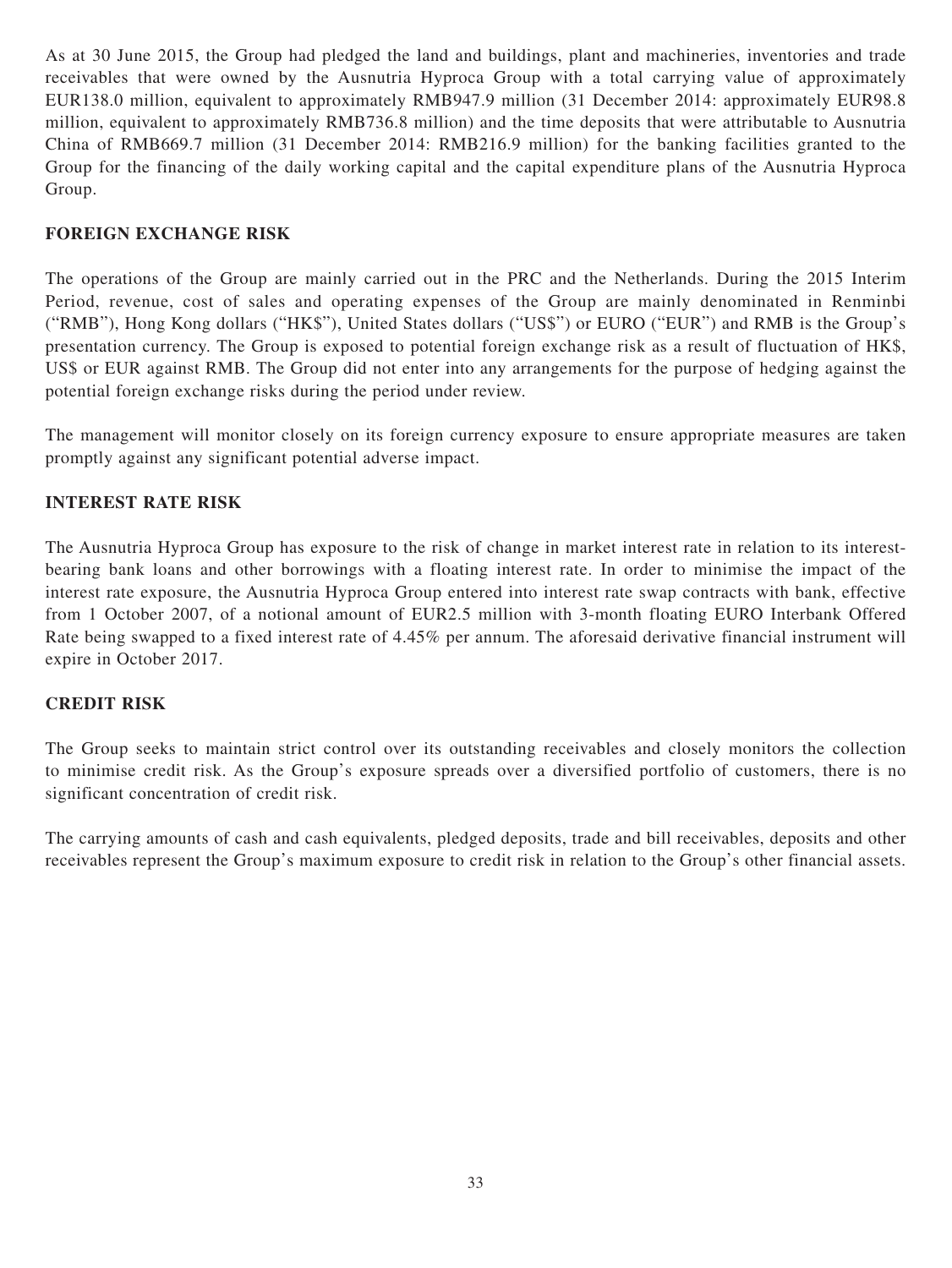As at 30 June 2015, the Group had pledged the land and buildings, plant and machineries, inventories and trade receivables that were owned by the Ausnutria Hyproca Group with a total carrying value of approximately EUR138.0 million, equivalent to approximately RMB947.9 million (31 December 2014: approximately EUR98.8 million, equivalent to approximately RMB736.8 million) and the time deposits that were attributable to Ausnutria China of RMB669.7 million (31 December 2014: RMB216.9 million) for the banking facilities granted to the Group for the financing of the daily working capital and the capital expenditure plans of the Ausnutria Hyproca Group.

## FOREIGN EXCHANGE RISK

The operations of the Group are mainly carried out in the PRC and the Netherlands. During the 2015 Interim Period, revenue, cost of sales and operating expenses of the Group are mainly denominated in Renminbi ("RMB"), Hong Kong dollars ("HK$"), United States dollars ("US$") or EURO ("EUR") and RMB is the Group's presentation currency. The Group is exposed to potential foreign exchange risk as a result of fluctuation of HK$, US$ or EUR against RMB. The Group did not enter into any arrangements for the purpose of hedging against the potential foreign exchange risks during the period under review.

The management will monitor closely on its foreign currency exposure to ensure appropriate measures are taken promptly against any significant potential adverse impact.

## INTEREST RATE RISK

The Ausnutria Hyproca Group has exposure to the risk of change in market interest rate in relation to its interest-bearing bank loans and other borrowings with a floating interest rate. In order to minimise the impact of the interest rate exposure, the Ausnutria Hyproca Group entered into interest rate swap contracts with bank, effective from 1 October 2007, of a notional amount of EUR2.5 million with 3-month floating EURO Interbank Offered Rate being swapped to a fixed interest rate of 4.45% per annum. The aforesaid derivative financial instrument will expire in October 2017.

## CREDIT RISK

The Group seeks to maintain strict control over its outstanding receivables and closely monitors the collection to minimise credit risk. As the Group's exposure spreads over a diversified portfolio of customers, there is no significant concentration of credit risk.

The carrying amounts of cash and cash equivalents, pledged deposits, trade and bill receivables, deposits and other receivables represent the Group's maximum exposure to credit risk in relation to the Group's other financial assets.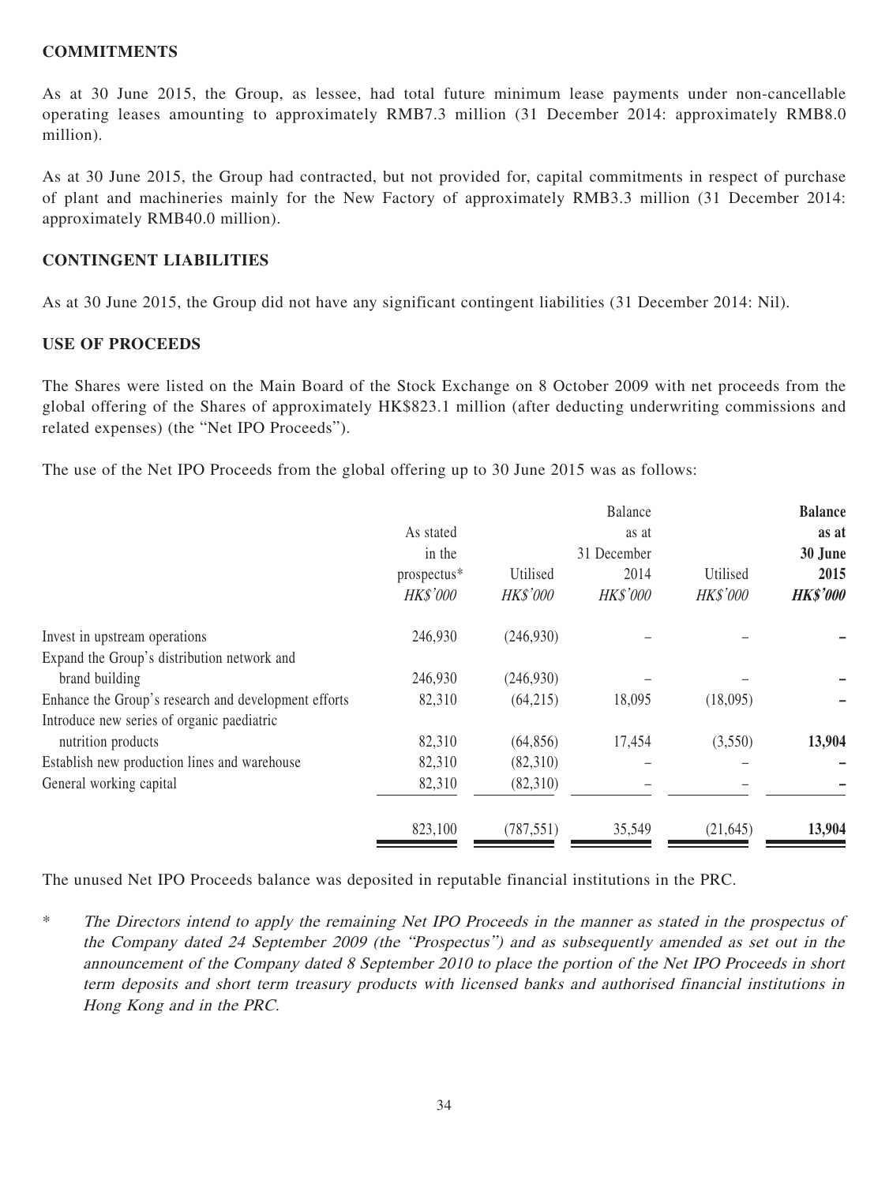## COMMITMENTS

As at 30 June 2015, the Group, as lessee, had total future minimum lease payments under non-cancellable operating leases amounting to approximately RMB7.3 million (31 December 2014: approximately RMB8.0 million).

As at 30 June 2015, the Group had contracted, but not provided for, capital commitments in respect of purchase of plant and machineries mainly for the New Factory of approximately RMB3.3 million (31 December 2014: approximately RMB40.0 million).

## CONTINGENT LIABILITIES

As at 30 June 2015, the Group did not have any significant contingent liabilities (31 December 2014: Nil).

## USE OF PROCEEDS

The Shares were listed on the Main Board of the Stock Exchange on 8 October 2009 with net proceeds from the global offering of the Shares of approximately HK$823.1 million (after deducting underwriting commissions and related expenses) (the "Net IPO Proceeds").

The use of the Net IPO Proceeds from the global offering up to 30 June 2015 was as follows:

| | As stated in the prospectus* *HK$'000* | Utilised *HK$'000* | Balance as at 31 December 2014 *HK$'000* | Utilised *HK$'000* | **Balance as at 30 June 2015** ***HK$'000*** |
|---|---|---|---|---|---|
| Invest in upstream operations | 246,930 | (246,930) | – | – | **–** |
| Expand the Group's distribution network and brand building | 246,930 | (246,930) | – | – | **–** |
| Enhance the Group's research and development efforts | 82,310 | (64,215) | 18,095 | (18,095) | **–** |
| Introduce new series of organic paediatric nutrition products | 82,310 | (64,856) | 17,454 | (3,550) | **13,904** |
| Establish new production lines and warehouse | 82,310 | (82,310) | – | – | **–** |
| General working capital | 82,310 | (82,310) | – | – | **–** |
| | 823,100 | (787,551) | 35,549 | (21,645) | **13,904** |

The unused Net IPO Proceeds balance was deposited in reputable financial institutions in the PRC.

\* *The Directors intend to apply the remaining Net IPO Proceeds in the manner as stated in the prospectus of the Company dated 24 September 2009 (the "Prospectus") and as subsequently amended as set out in the announcement of the Company dated 8 September 2010 to place the portion of the Net IPO Proceeds in short term deposits and short term treasury products with licensed banks and authorised financial institutions in Hong Kong and in the PRC.*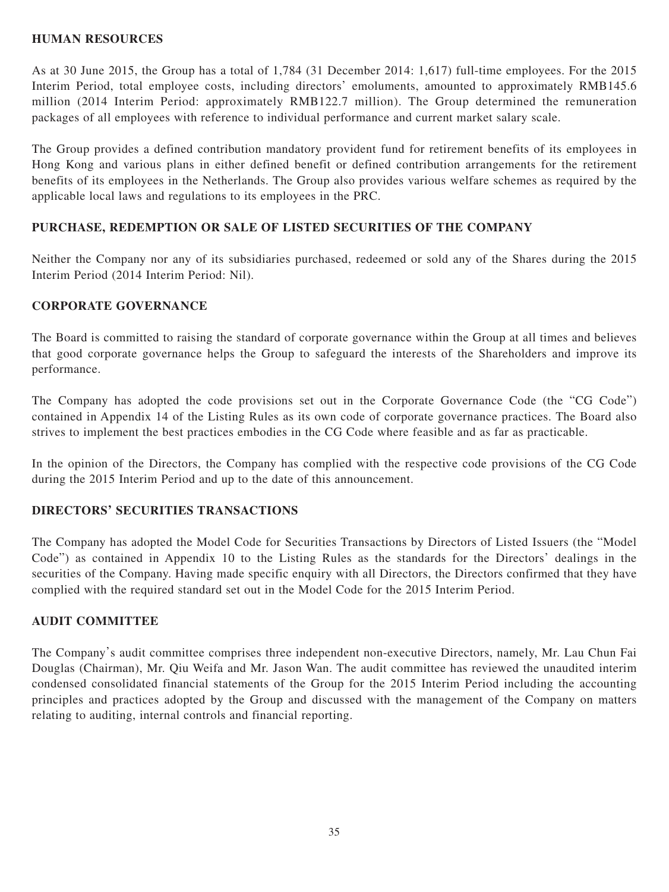## HUMAN RESOURCES

As at 30 June 2015, the Group has a total of 1,784 (31 December 2014: 1,617) full-time employees. For the 2015 Interim Period, total employee costs, including directors' emoluments, amounted to approximately RMB145.6 million (2014 Interim Period: approximately RMB122.7 million). The Group determined the remuneration packages of all employees with reference to individual performance and current market salary scale.

The Group provides a defined contribution mandatory provident fund for retirement benefits of its employees in Hong Kong and various plans in either defined benefit or defined contribution arrangements for the retirement benefits of its employees in the Netherlands. The Group also provides various welfare schemes as required by the applicable local laws and regulations to its employees in the PRC.

## PURCHASE, REDEMPTION OR SALE OF LISTED SECURITIES OF THE COMPANY

Neither the Company nor any of its subsidiaries purchased, redeemed or sold any of the Shares during the 2015 Interim Period (2014 Interim Period: Nil).

## CORPORATE GOVERNANCE

The Board is committed to raising the standard of corporate governance within the Group at all times and believes that good corporate governance helps the Group to safeguard the interests of the Shareholders and improve its performance.

The Company has adopted the code provisions set out in the Corporate Governance Code (the "CG Code") contained in Appendix 14 of the Listing Rules as its own code of corporate governance practices. The Board also strives to implement the best practices embodies in the CG Code where feasible and as far as practicable.

In the opinion of the Directors, the Company has complied with the respective code provisions of the CG Code during the 2015 Interim Period and up to the date of this announcement.

## DIRECTORS' SECURITIES TRANSACTIONS

The Company has adopted the Model Code for Securities Transactions by Directors of Listed Issuers (the "Model Code") as contained in Appendix 10 to the Listing Rules as the standards for the Directors' dealings in the securities of the Company. Having made specific enquiry with all Directors, the Directors confirmed that they have complied with the required standard set out in the Model Code for the 2015 Interim Period.

## AUDIT COMMITTEE

The Company's audit committee comprises three independent non-executive Directors, namely, Mr. Lau Chun Fai Douglas (Chairman), Mr. Qiu Weifa and Mr. Jason Wan. The audit committee has reviewed the unaudited interim condensed consolidated financial statements of the Group for the 2015 Interim Period including the accounting principles and practices adopted by the Group and discussed with the management of the Company on matters relating to auditing, internal controls and financial reporting.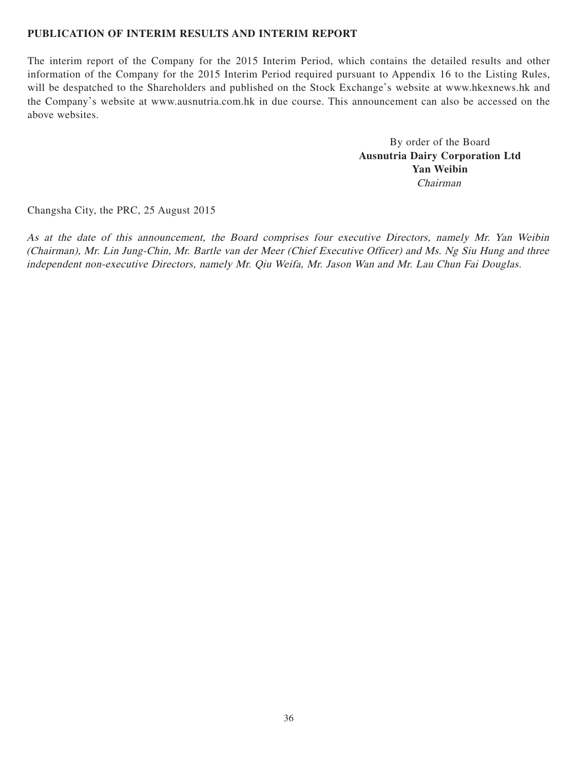**PUBLICATION OF INTERIM RESULTS AND INTERIM REPORT**

The interim report of the Company for the 2015 Interim Period, which contains the detailed results and other information of the Company for the 2015 Interim Period required pursuant to Appendix 16 to the Listing Rules, will be despatched to the Shareholders and published on the Stock Exchange's website at www.hkexnews.hk and the Company's website at www.ausnutria.com.hk in due course. This announcement can also be accessed on the above websites.

By order of the Board
**Ausnutria Dairy Corporation Ltd**
**Yan Weibin**
*Chairman*

Changsha City, the PRC, 25 August 2015

*As at the date of this announcement, the Board comprises four executive Directors, namely Mr. Yan Weibin (Chairman), Mr. Lin Jung-Chin, Mr. Bartle van der Meer (Chief Executive Officer) and Ms. Ng Siu Hung and three independent non-executive Directors, namely Mr. Qiu Weifa, Mr. Jason Wan and Mr. Lau Chun Fai Douglas.*